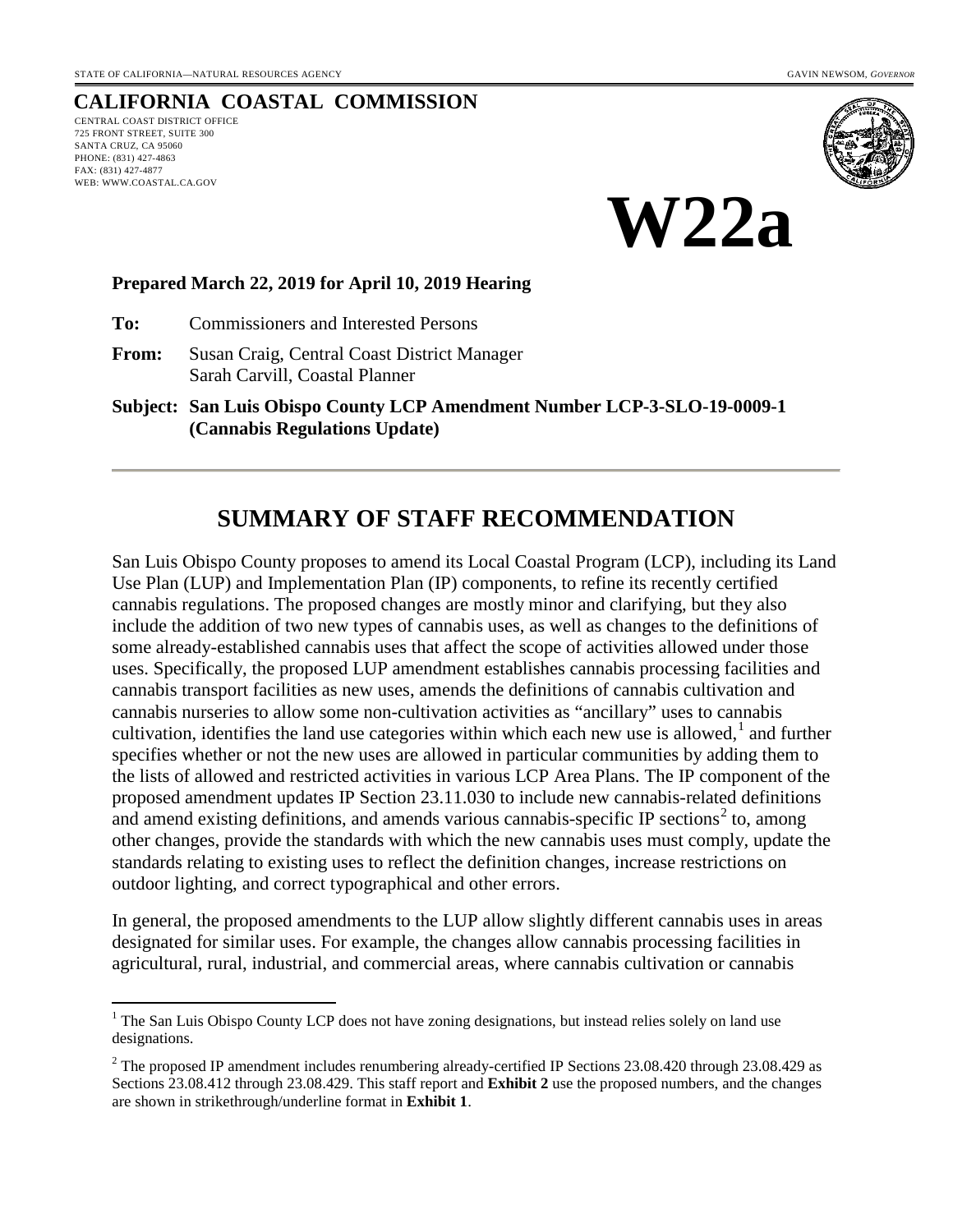STATE OF CALIFORNIA—NATURAL RESOURCES AGENCY GAVIN NEWSOM, *GOVERNOR*

# CALIFORNIA COASTAL COMMISSION

CENTRAL COAST DISTRICT OFFICE
725 FRONT STREET, SUITE 300
SANTA CRUZ, CA 95060
PHONE: (831) 427-4863
FAX: (831) 427-4877
WEB: WWW.COASTAL.CA.GOV

# W22a

**Prepared March 22, 2019 for April 10, 2019 Hearing**

**To:** Commissioners and Interested Persons

**From:** Susan Craig, Central Coast District Manager
Sarah Carvill, Coastal Planner

**Subject: San Luis Obispo County LCP Amendment Number LCP-3-SLO-19-0009-1 (Cannabis Regulations Update)**

## SUMMARY OF STAFF RECOMMENDATION

San Luis Obispo County proposes to amend its Local Coastal Program (LCP), including its Land Use Plan (LUP) and Implementation Plan (IP) components, to refine its recently certified cannabis regulations. The proposed changes are mostly minor and clarifying, but they also include the addition of two new types of cannabis uses, as well as changes to the definitions of some already-established cannabis uses that affect the scope of activities allowed under those uses. Specifically, the proposed LUP amendment establishes cannabis processing facilities and cannabis transport facilities as new uses, amends the definitions of cannabis cultivation and cannabis nurseries to allow some non-cultivation activities as "ancillary" uses to cannabis cultivation, identifies the land use categories within which each new use is allowed,[1] and further specifies whether or not the new uses are allowed in particular communities by adding them to the lists of allowed and restricted activities in various LCP Area Plans. The IP component of the proposed amendment updates IP Section 23.11.030 to include new cannabis-related definitions and amend existing definitions, and amends various cannabis-specific IP sections[2] to, among other changes, provide the standards with which the new cannabis uses must comply, update the standards relating to existing uses to reflect the definition changes, increase restrictions on outdoor lighting, and correct typographical and other errors.

In general, the proposed amendments to the LUP allow slightly different cannabis uses in areas designated for similar uses. For example, the changes allow cannabis processing facilities in agricultural, rural, industrial, and commercial areas, where cannabis cultivation or cannabis

---

[1] The San Luis Obispo County LCP does not have zoning designations, but instead relies solely on land use designations.

[2] The proposed IP amendment includes renumbering already-certified IP Sections 23.08.420 through 23.08.429 as Sections 23.08.412 through 23.08.429. This staff report and **Exhibit 2** use the proposed numbers, and the changes are shown in strikethrough/underline format in **Exhibit 1**.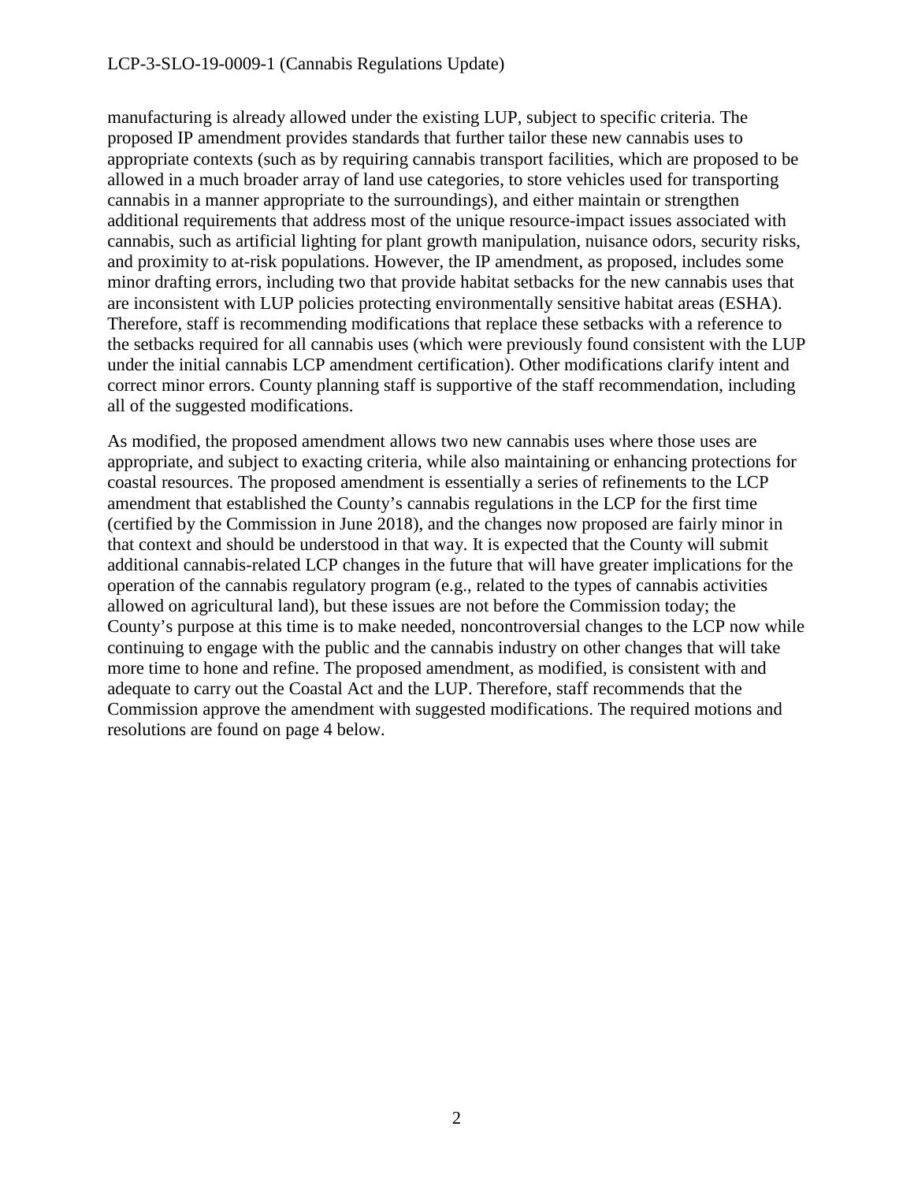manufacturing is already allowed under the existing LUP, subject to specific criteria. The proposed IP amendment provides standards that further tailor these new cannabis uses to appropriate contexts (such as by requiring cannabis transport facilities, which are proposed to be allowed in a much broader array of land use categories, to store vehicles used for transporting cannabis in a manner appropriate to the surroundings), and either maintain or strengthen additional requirements that address most of the unique resource-impact issues associated with cannabis, such as artificial lighting for plant growth manipulation, nuisance odors, security risks, and proximity to at-risk populations. However, the IP amendment, as proposed, includes some minor drafting errors, including two that provide habitat setbacks for the new cannabis uses that are inconsistent with LUP policies protecting environmentally sensitive habitat areas (ESHA). Therefore, staff is recommending modifications that replace these setbacks with a reference to the setbacks required for all cannabis uses (which were previously found consistent with the LUP under the initial cannabis LCP amendment certification). Other modifications clarify intent and correct minor errors. County planning staff is supportive of the staff recommendation, including all of the suggested modifications.

As modified, the proposed amendment allows two new cannabis uses where those uses are appropriate, and subject to exacting criteria, while also maintaining or enhancing protections for coastal resources. The proposed amendment is essentially a series of refinements to the LCP amendment that established the County's cannabis regulations in the LCP for the first time (certified by the Commission in June 2018), and the changes now proposed are fairly minor in that context and should be understood in that way. It is expected that the County will submit additional cannabis-related LCP changes in the future that will have greater implications for the operation of the cannabis regulatory program (e.g., related to the types of cannabis activities allowed on agricultural land), but these issues are not before the Commission today; the County's purpose at this time is to make needed, noncontroversial changes to the LCP now while continuing to engage with the public and the cannabis industry on other changes that will take more time to hone and refine. The proposed amendment, as modified, is consistent with and adequate to carry out the Coastal Act and the LUP. Therefore, staff recommends that the Commission approve the amendment with suggested modifications. The required motions and resolutions are found on page 4 below.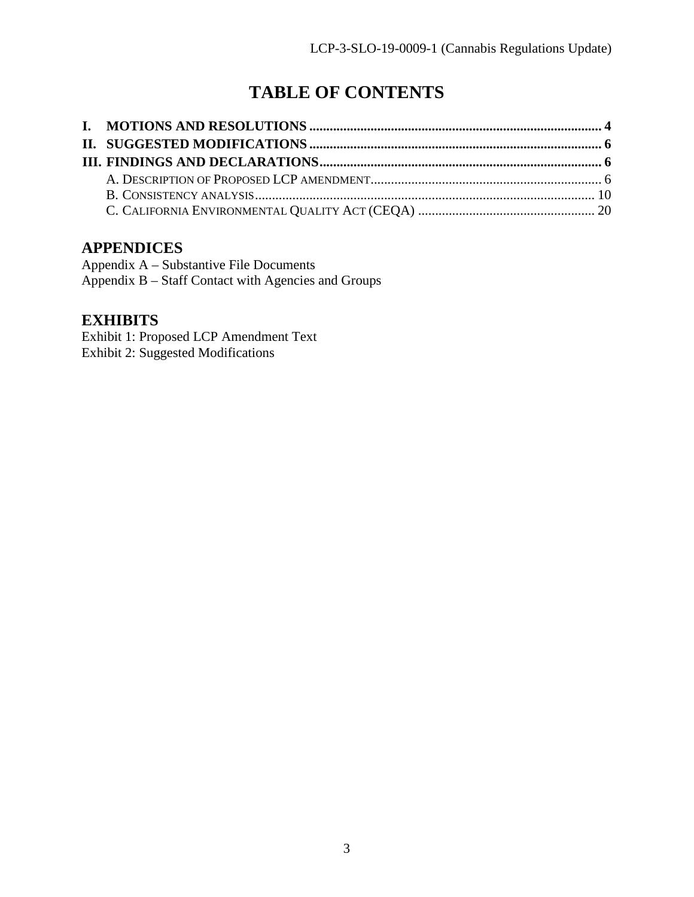# TABLE OF CONTENTS

**I. MOTIONS AND RESOLUTIONS ........................................................................................ 4**
**II. SUGGESTED MODIFICATIONS ....................................................................................... 6**
**III. FINDINGS AND DECLARATIONS ................................................................................... 6**

- A. DESCRIPTION OF PROPOSED LCP AMENDMENT ........................................................................ 6
- B. CONSISTENCY ANALYSIS ............................................................................................................. 10
- C. CALIFORNIA ENVIRONMENTAL QUALITY ACT (CEQA) ........................................................ 20

## APPENDICES

Appendix A – Substantive File Documents
Appendix B – Staff Contact with Agencies and Groups

## EXHIBITS

Exhibit 1: Proposed LCP Amendment Text
Exhibit 2: Suggested Modifications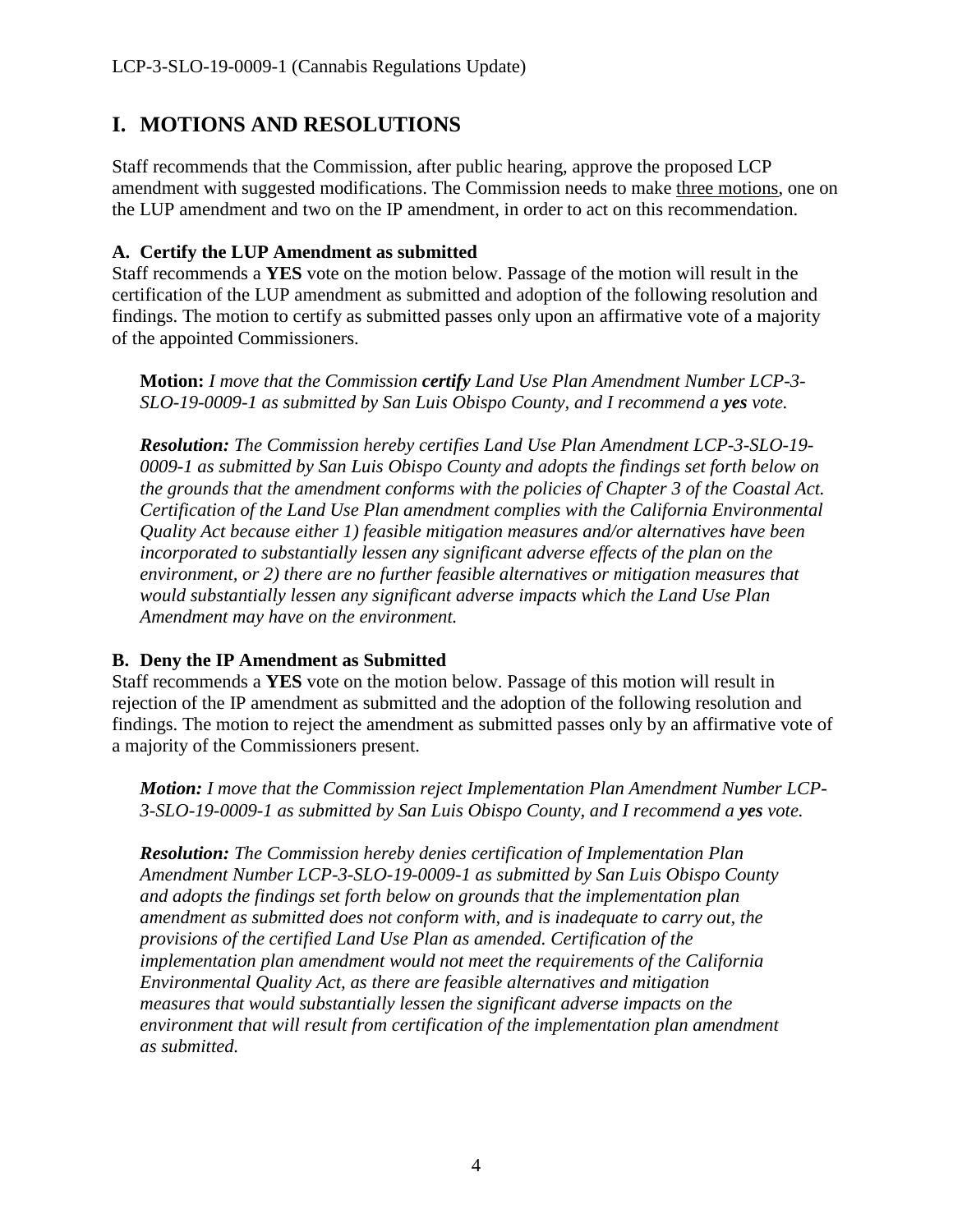# I. MOTIONS AND RESOLUTIONS

Staff recommends that the Commission, after public hearing, approve the proposed LCP amendment with suggested modifications. The Commission needs to make three motions, one on the LUP amendment and two on the IP amendment, in order to act on this recommendation.

### A. Certify the LUP Amendment as submitted

Staff recommends a **YES** vote on the motion below. Passage of the motion will result in the certification of the LUP amendment as submitted and adoption of the following resolution and findings. The motion to certify as submitted passes only upon an affirmative vote of a majority of the appointed Commissioners.

> **Motion:** *I move that the Commission* ***certify*** *Land Use Plan Amendment Number LCP-3-SLO-19-0009-1 as submitted by San Luis Obispo County, and I recommend a* ***yes*** *vote.*
>
> ***Resolution:*** *The Commission hereby certifies Land Use Plan Amendment LCP-3-SLO-19-0009-1 as submitted by San Luis Obispo County and adopts the findings set forth below on the grounds that the amendment conforms with the policies of Chapter 3 of the Coastal Act. Certification of the Land Use Plan amendment complies with the California Environmental Quality Act because either 1) feasible mitigation measures and/or alternatives have been incorporated to substantially lessen any significant adverse effects of the plan on the environment, or 2) there are no further feasible alternatives or mitigation measures that would substantially lessen any significant adverse impacts which the Land Use Plan Amendment may have on the environment.*

### B. Deny the IP Amendment as Submitted

Staff recommends a **YES** vote on the motion below. Passage of this motion will result in rejection of the IP amendment as submitted and the adoption of the following resolution and findings. The motion to reject the amendment as submitted passes only by an affirmative vote of a majority of the Commissioners present.

> ***Motion:*** *I move that the Commission reject Implementation Plan Amendment Number LCP-3-SLO-19-0009-1 as submitted by San Luis Obispo County, and I recommend a* ***yes*** *vote.*
>
> ***Resolution:*** *The Commission hereby denies certification of Implementation Plan Amendment Number LCP-3-SLO-19-0009-1 as submitted by San Luis Obispo County and adopts the findings set forth below on grounds that the implementation plan amendment as submitted does not conform with, and is inadequate to carry out, the provisions of the certified Land Use Plan as amended. Certification of the implementation plan amendment would not meet the requirements of the California Environmental Quality Act, as there are feasible alternatives and mitigation measures that would substantially lessen the significant adverse impacts on the environment that will result from certification of the implementation plan amendment as submitted.*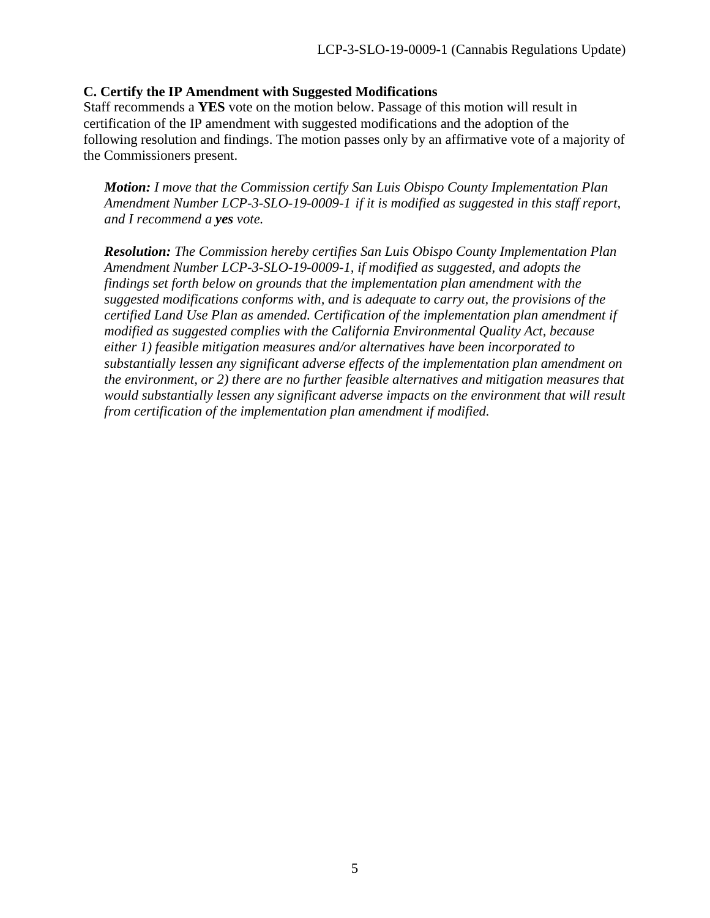### C. Certify the IP Amendment with Suggested Modifications

Staff recommends a **YES** vote on the motion below. Passage of this motion will result in certification of the IP amendment with suggested modifications and the adoption of the following resolution and findings. The motion passes only by an affirmative vote of a majority of the Commissioners present.

> ***Motion:*** *I move that the Commission certify San Luis Obispo County Implementation Plan Amendment Number LCP-3-SLO-19-0009-1 if it is modified as suggested in this staff report, and I recommend a* ***yes*** *vote.*

> ***Resolution:*** *The Commission hereby certifies San Luis Obispo County Implementation Plan Amendment Number LCP-3-SLO-19-0009-1, if modified as suggested, and adopts the findings set forth below on grounds that the implementation plan amendment with the suggested modifications conforms with, and is adequate to carry out, the provisions of the certified Land Use Plan as amended. Certification of the implementation plan amendment if modified as suggested complies with the California Environmental Quality Act, because either 1) feasible mitigation measures and/or alternatives have been incorporated to substantially lessen any significant adverse effects of the implementation plan amendment on the environment, or 2) there are no further feasible alternatives and mitigation measures that would substantially lessen any significant adverse impacts on the environment that will result from certification of the implementation plan amendment if modified.*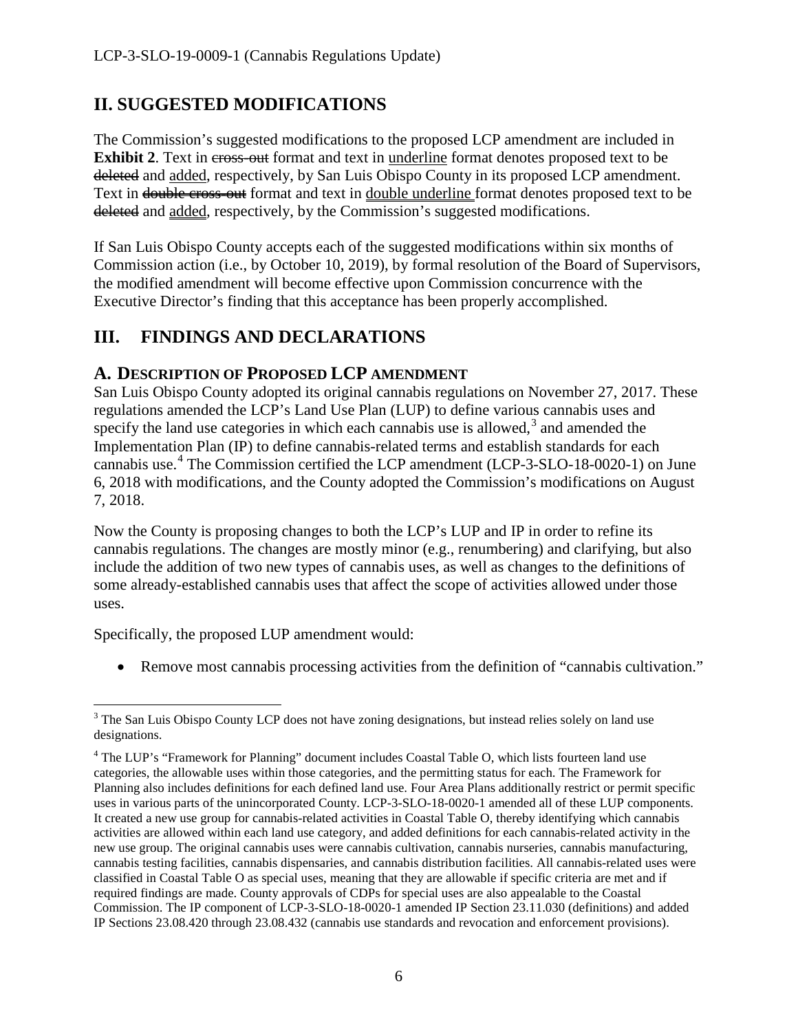## II. SUGGESTED MODIFICATIONS

The Commission's suggested modifications to the proposed LCP amendment are included in **Exhibit 2**. Text in ~~cross-out~~ format and text in <u>underline</u> format denotes proposed text to be ~~deleted~~ and <u>added</u>, respectively, by San Luis Obispo County in its proposed LCP amendment. Text in ~~double cross-out~~ format and text in <u>double underline</u> format denotes proposed text to be ~~deleted~~ and <u>added</u>, respectively, by the Commission's suggested modifications.

If San Luis Obispo County accepts each of the suggested modifications within six months of Commission action (i.e., by October 10, 2019), by formal resolution of the Board of Supervisors, the modified amendment will become effective upon Commission concurrence with the Executive Director's finding that this acceptance has been properly accomplished.

## III. FINDINGS AND DECLARATIONS

### A. DESCRIPTION OF PROPOSED LCP AMENDMENT

San Luis Obispo County adopted its original cannabis regulations on November 27, 2017. These regulations amended the LCP's Land Use Plan (LUP) to define various cannabis uses and specify the land use categories in which each cannabis use is allowed,[3] and amended the Implementation Plan (IP) to define cannabis-related terms and establish standards for each cannabis use.[4] The Commission certified the LCP amendment (LCP-3-SLO-18-0020-1) on June 6, 2018 with modifications, and the County adopted the Commission's modifications on August 7, 2018.

Now the County is proposing changes to both the LCP's LUP and IP in order to refine its cannabis regulations. The changes are mostly minor (e.g., renumbering) and clarifying, but also include the addition of two new types of cannabis uses, as well as changes to the definitions of some already-established cannabis uses that affect the scope of activities allowed under those uses.

Specifically, the proposed LUP amendment would:

- Remove most cannabis processing activities from the definition of "cannabis cultivation."

---

[3] The San Luis Obispo County LCP does not have zoning designations, but instead relies solely on land use designations.

[4] The LUP's "Framework for Planning" document includes Coastal Table O, which lists fourteen land use categories, the allowable uses within those categories, and the permitting status for each. The Framework for Planning also includes definitions for each defined land use. Four Area Plans additionally restrict or permit specific uses in various parts of the unincorporated County. LCP-3-SLO-18-0020-1 amended all of these LUP components. It created a new use group for cannabis-related activities in Coastal Table O, thereby identifying which cannabis activities are allowed within each land use category, and added definitions for each cannabis-related activity in the new use group. The original cannabis uses were cannabis cultivation, cannabis nurseries, cannabis manufacturing, cannabis testing facilities, cannabis dispensaries, and cannabis distribution facilities. All cannabis-related uses were classified in Coastal Table O as special uses, meaning that they are allowable if specific criteria are met and if required findings are made. County approvals of CDPs for special uses are also appealable to the Coastal Commission. The IP component of LCP-3-SLO-18-0020-1 amended IP Section 23.11.030 (definitions) and added IP Sections 23.08.420 through 23.08.432 (cannabis use standards and revocation and enforcement provisions).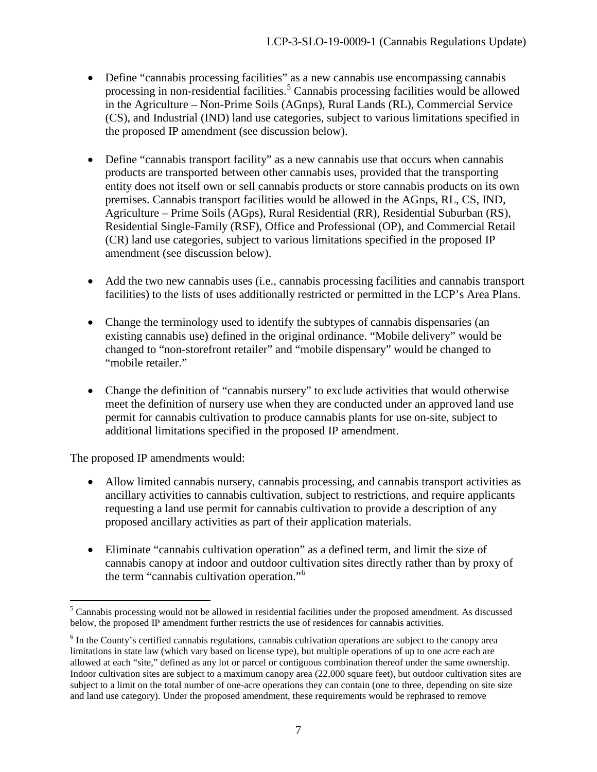- Define "cannabis processing facilities" as a new cannabis use encompassing cannabis processing in non-residential facilities.[5] Cannabis processing facilities would be allowed in the Agriculture – Non-Prime Soils (AGnps), Rural Lands (RL), Commercial Service (CS), and Industrial (IND) land use categories, subject to various limitations specified in the proposed IP amendment (see discussion below).

- Define "cannabis transport facility" as a new cannabis use that occurs when cannabis products are transported between other cannabis uses, provided that the transporting entity does not itself own or sell cannabis products or store cannabis products on its own premises. Cannabis transport facilities would be allowed in the AGnps, RL, CS, IND, Agriculture – Prime Soils (AGps), Rural Residential (RR), Residential Suburban (RS), Residential Single-Family (RSF), Office and Professional (OP), and Commercial Retail (CR) land use categories, subject to various limitations specified in the proposed IP amendment (see discussion below).

- Add the two new cannabis uses (i.e., cannabis processing facilities and cannabis transport facilities) to the lists of uses additionally restricted or permitted in the LCP's Area Plans.

- Change the terminology used to identify the subtypes of cannabis dispensaries (an existing cannabis use) defined in the original ordinance. "Mobile delivery" would be changed to "non-storefront retailer" and "mobile dispensary" would be changed to "mobile retailer."

- Change the definition of "cannabis nursery" to exclude activities that would otherwise meet the definition of nursery use when they are conducted under an approved land use permit for cannabis cultivation to produce cannabis plants for use on-site, subject to additional limitations specified in the proposed IP amendment.

The proposed IP amendments would:

- Allow limited cannabis nursery, cannabis processing, and cannabis transport activities as ancillary activities to cannabis cultivation, subject to restrictions, and require applicants requesting a land use permit for cannabis cultivation to provide a description of any proposed ancillary activities as part of their application materials.

- Eliminate "cannabis cultivation operation" as a defined term, and limit the size of cannabis canopy at indoor and outdoor cultivation sites directly rather than by proxy of the term "cannabis cultivation operation."[6]

---

[5] Cannabis processing would not be allowed in residential facilities under the proposed amendment. As discussed below, the proposed IP amendment further restricts the use of residences for cannabis activities.

[6] In the County's certified cannabis regulations, cannabis cultivation operations are subject to the canopy area limitations in state law (which vary based on license type), but multiple operations of up to one acre each are allowed at each "site," defined as any lot or parcel or contiguous combination thereof under the same ownership. Indoor cultivation sites are subject to a maximum canopy area (22,000 square feet), but outdoor cultivation sites are subject to a limit on the total number of one-acre operations they can contain (one to three, depending on site size and land use category). Under the proposed amendment, these requirements would be rephrased to remove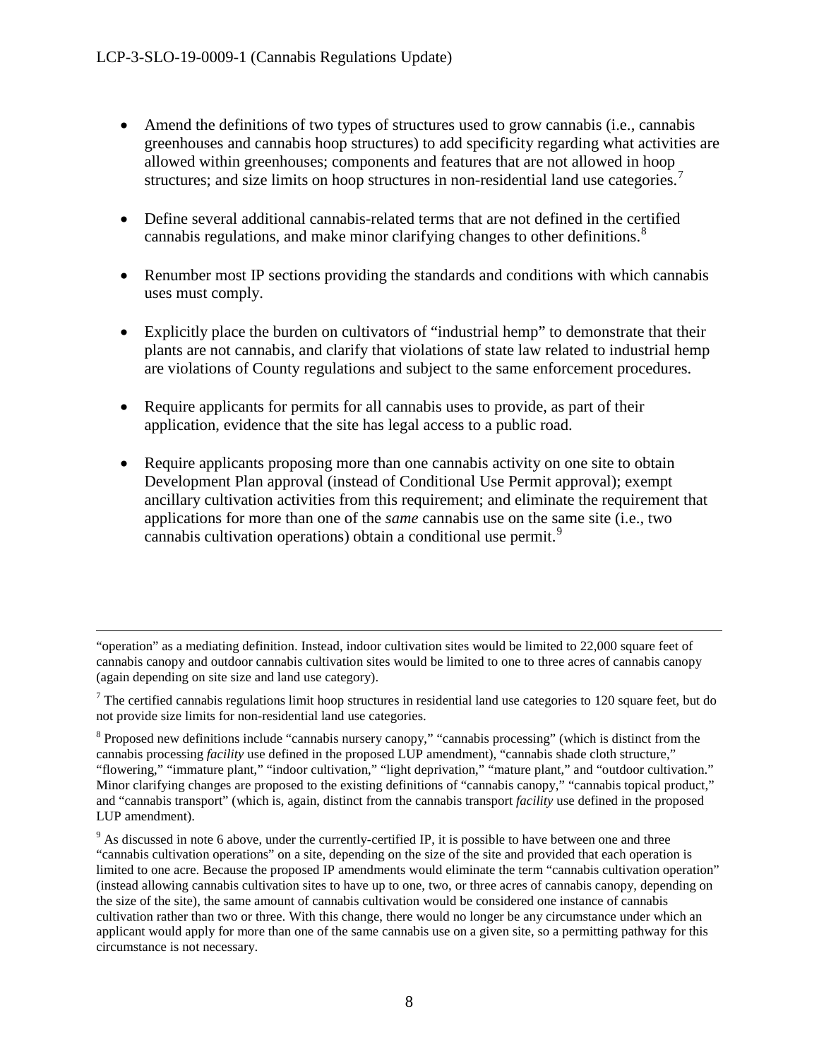- Amend the definitions of two types of structures used to grow cannabis (i.e., cannabis greenhouses and cannabis hoop structures) to add specificity regarding what activities are allowed within greenhouses; components and features that are not allowed in hoop structures; and size limits on hoop structures in non-residential land use categories.[7]

- Define several additional cannabis-related terms that are not defined in the certified cannabis regulations, and make minor clarifying changes to other definitions.[8]

- Renumber most IP sections providing the standards and conditions with which cannabis uses must comply.

- Explicitly place the burden on cultivators of "industrial hemp" to demonstrate that their plants are not cannabis, and clarify that violations of state law related to industrial hemp are violations of County regulations and subject to the same enforcement procedures.

- Require applicants for permits for all cannabis uses to provide, as part of their application, evidence that the site has legal access to a public road.

- Require applicants proposing more than one cannabis activity on one site to obtain Development Plan approval (instead of Conditional Use Permit approval); exempt ancillary cultivation activities from this requirement; and eliminate the requirement that applications for more than one of the *same* cannabis use on the same site (i.e., two cannabis cultivation operations) obtain a conditional use permit.[9]

---

"operation" as a mediating definition. Instead, indoor cultivation sites would be limited to 22,000 square feet of cannabis canopy and outdoor cannabis cultivation sites would be limited to one to three acres of cannabis canopy (again depending on site size and land use category).

[7] The certified cannabis regulations limit hoop structures in residential land use categories to 120 square feet, but do not provide size limits for non-residential land use categories.

[8] Proposed new definitions include "cannabis nursery canopy," "cannabis processing" (which is distinct from the cannabis processing *facility* use defined in the proposed LUP amendment), "cannabis shade cloth structure," "flowering," "immature plant," "indoor cultivation," "light deprivation," "mature plant," and "outdoor cultivation." Minor clarifying changes are proposed to the existing definitions of "cannabis canopy," "cannabis topical product," and "cannabis transport" (which is, again, distinct from the cannabis transport *facility* use defined in the proposed LUP amendment).

[9] As discussed in note 6 above, under the currently-certified IP, it is possible to have between one and three "cannabis cultivation operations" on a site, depending on the size of the site and provided that each operation is limited to one acre. Because the proposed IP amendments would eliminate the term "cannabis cultivation operation" (instead allowing cannabis cultivation sites to have up to one, two, or three acres of cannabis canopy, depending on the size of the site), the same amount of cannabis cultivation would be considered one instance of cannabis cultivation rather than two or three. With this change, there would no longer be any circumstance under which an applicant would apply for more than one of the same cannabis use on a given site, so a permitting pathway for this circumstance is not necessary.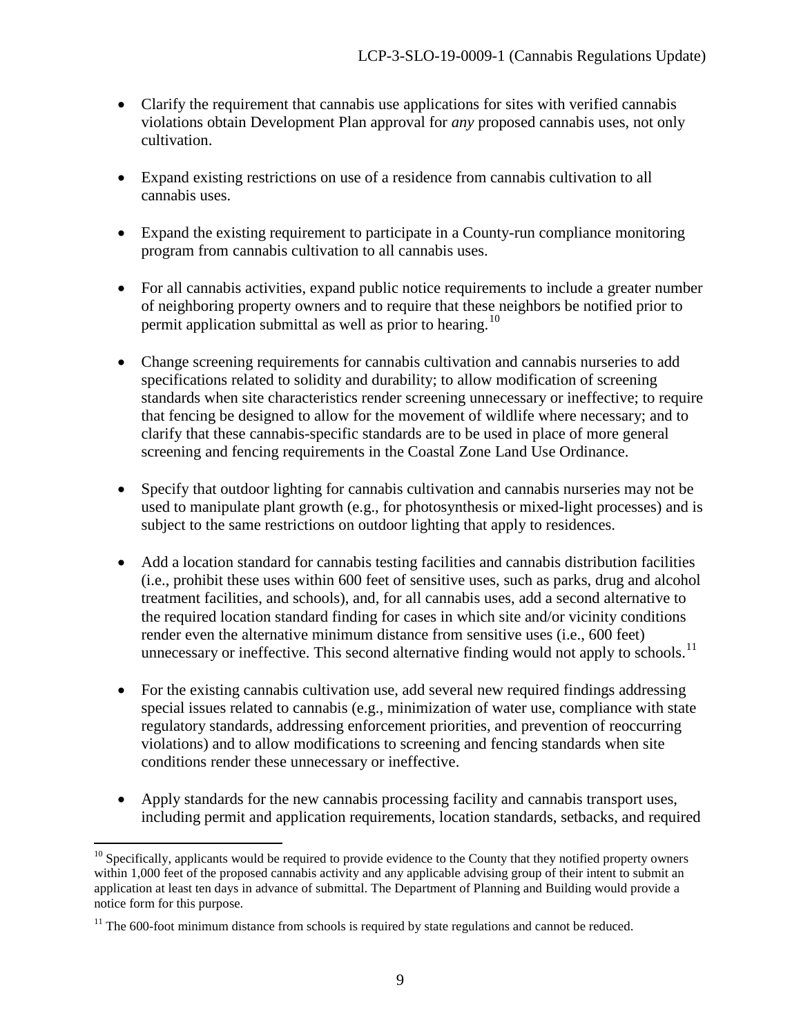- Clarify the requirement that cannabis use applications for sites with verified cannabis violations obtain Development Plan approval for *any* proposed cannabis uses, not only cultivation.

- Expand existing restrictions on use of a residence from cannabis cultivation to all cannabis uses.

- Expand the existing requirement to participate in a County-run compliance monitoring program from cannabis cultivation to all cannabis uses.

- For all cannabis activities, expand public notice requirements to include a greater number of neighboring property owners and to require that these neighbors be notified prior to permit application submittal as well as prior to hearing.[10]

- Change screening requirements for cannabis cultivation and cannabis nurseries to add specifications related to solidity and durability; to allow modification of screening standards when site characteristics render screening unnecessary or ineffective; to require that fencing be designed to allow for the movement of wildlife where necessary; and to clarify that these cannabis-specific standards are to be used in place of more general screening and fencing requirements in the Coastal Zone Land Use Ordinance.

- Specify that outdoor lighting for cannabis cultivation and cannabis nurseries may not be used to manipulate plant growth (e.g., for photosynthesis or mixed-light processes) and is subject to the same restrictions on outdoor lighting that apply to residences.

- Add a location standard for cannabis testing facilities and cannabis distribution facilities (i.e., prohibit these uses within 600 feet of sensitive uses, such as parks, drug and alcohol treatment facilities, and schools), and, for all cannabis uses, add a second alternative to the required location standard finding for cases in which site and/or vicinity conditions render even the alternative minimum distance from sensitive uses (i.e., 600 feet) unnecessary or ineffective. This second alternative finding would not apply to schools.[11]

- For the existing cannabis cultivation use, add several new required findings addressing special issues related to cannabis (e.g., minimization of water use, compliance with state regulatory standards, addressing enforcement priorities, and prevention of reoccurring violations) and to allow modifications to screening and fencing standards when site conditions render these unnecessary or ineffective.

- Apply standards for the new cannabis processing facility and cannabis transport uses, including permit and application requirements, location standards, setbacks, and required

---

[10] Specifically, applicants would be required to provide evidence to the County that they notified property owners within 1,000 feet of the proposed cannabis activity and any applicable advising group of their intent to submit an application at least ten days in advance of submittal. The Department of Planning and Building would provide a notice form for this purpose.

[11] The 600-foot minimum distance from schools is required by state regulations and cannot be reduced.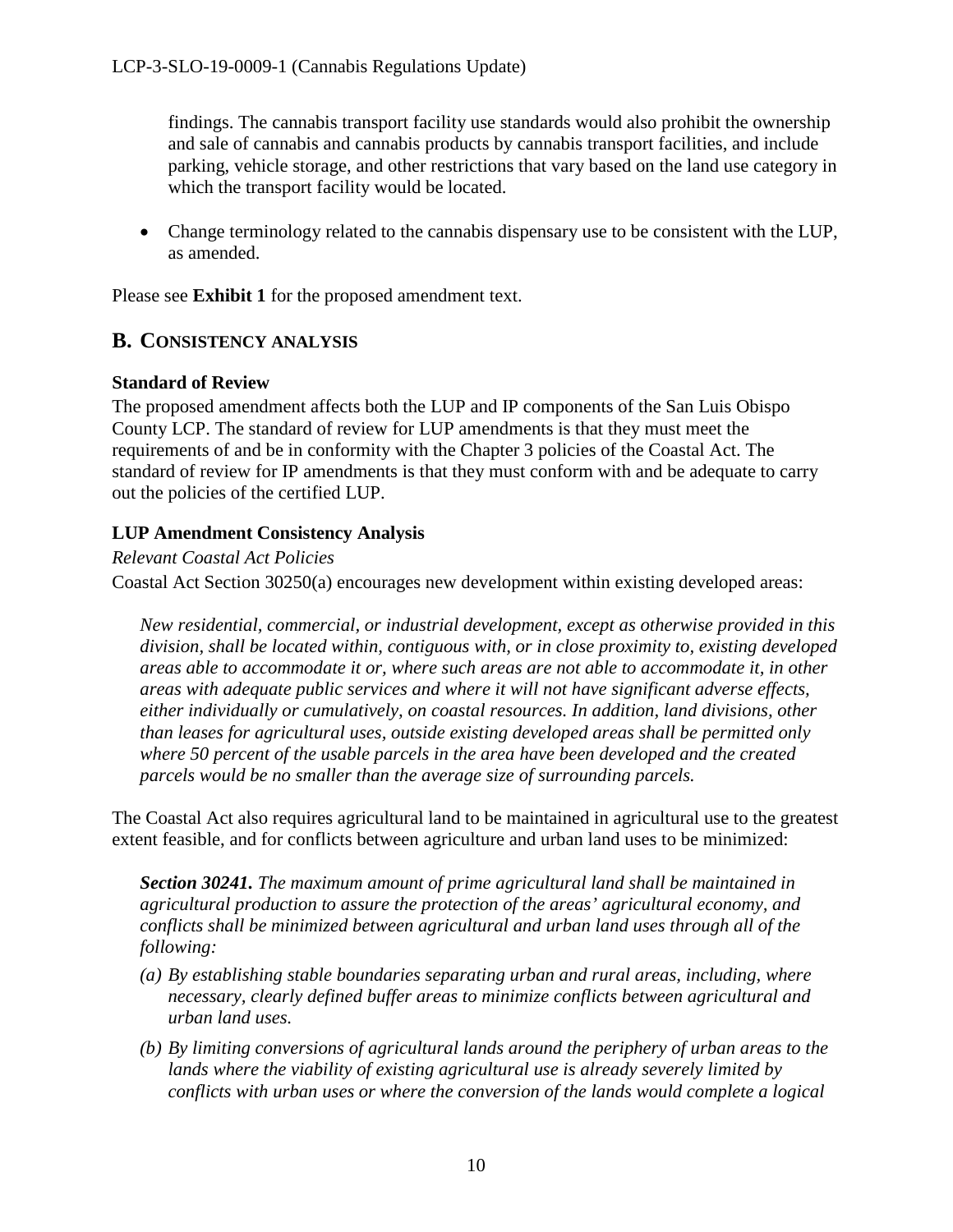findings. The cannabis transport facility use standards would also prohibit the ownership and sale of cannabis and cannabis products by cannabis transport facilities, and include parking, vehicle storage, and other restrictions that vary based on the land use category in which the transport facility would be located.

- Change terminology related to the cannabis dispensary use to be consistent with the LUP, as amended.

Please see **Exhibit 1** for the proposed amendment text.

## B. CONSISTENCY ANALYSIS

### Standard of Review

The proposed amendment affects both the LUP and IP components of the San Luis Obispo County LCP. The standard of review for LUP amendments is that they must meet the requirements of and be in conformity with the Chapter 3 policies of the Coastal Act. The standard of review for IP amendments is that they must conform with and be adequate to carry out the policies of the certified LUP.

### LUP Amendment Consistency Analysis

*Relevant Coastal Act Policies*

Coastal Act Section 30250(a) encourages new development within existing developed areas:

> *New residential, commercial, or industrial development, except as otherwise provided in this division, shall be located within, contiguous with, or in close proximity to, existing developed areas able to accommodate it or, where such areas are not able to accommodate it, in other areas with adequate public services and where it will not have significant adverse effects, either individually or cumulatively, on coastal resources. In addition, land divisions, other than leases for agricultural uses, outside existing developed areas shall be permitted only where 50 percent of the usable parcels in the area have been developed and the created parcels would be no smaller than the average size of surrounding parcels.*

The Coastal Act also requires agricultural land to be maintained in agricultural use to the greatest extent feasible, and for conflicts between agriculture and urban land uses to be minimized:

> ***Section 30241.*** *The maximum amount of prime agricultural land shall be maintained in agricultural production to assure the protection of the areas' agricultural economy, and conflicts shall be minimized between agricultural and urban land uses through all of the following:*
>
> *(a) By establishing stable boundaries separating urban and rural areas, including, where necessary, clearly defined buffer areas to minimize conflicts between agricultural and urban land uses.*
>
> *(b) By limiting conversions of agricultural lands around the periphery of urban areas to the lands where the viability of existing agricultural use is already severely limited by conflicts with urban uses or where the conversion of the lands would complete a logical*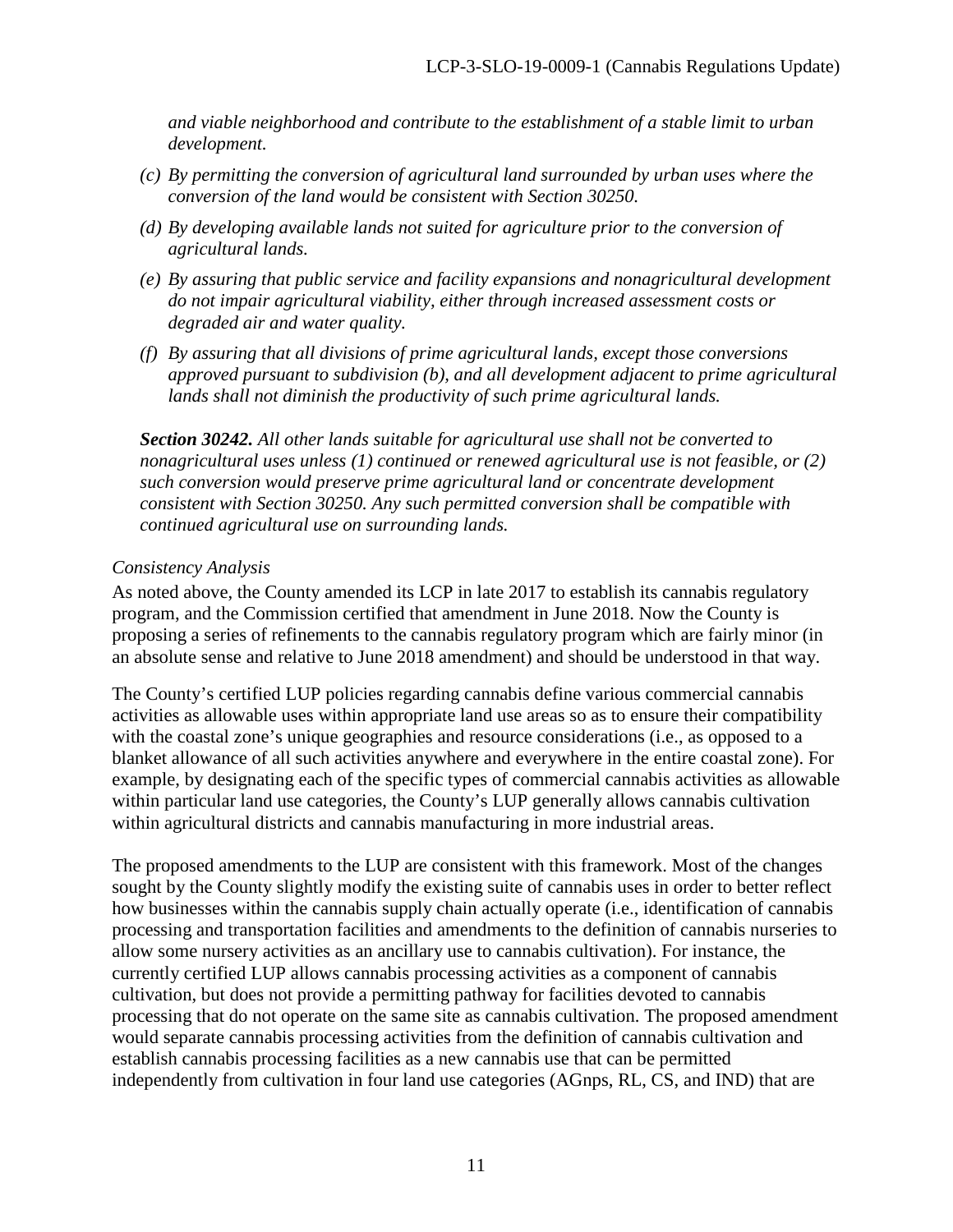*and viable neighborhood and contribute to the establishment of a stable limit to urban development.*

*(c) By permitting the conversion of agricultural land surrounded by urban uses where the conversion of the land would be consistent with Section 30250.*

*(d) By developing available lands not suited for agriculture prior to the conversion of agricultural lands.*

*(e) By assuring that public service and facility expansions and nonagricultural development do not impair agricultural viability, either through increased assessment costs or degraded air and water quality.*

*(f) By assuring that all divisions of prime agricultural lands, except those conversions approved pursuant to subdivision (b), and all development adjacent to prime agricultural lands shall not diminish the productivity of such prime agricultural lands.*

***Section 30242.*** *All other lands suitable for agricultural use shall not be converted to nonagricultural uses unless (1) continued or renewed agricultural use is not feasible, or (2) such conversion would preserve prime agricultural land or concentrate development consistent with Section 30250. Any such permitted conversion shall be compatible with continued agricultural use on surrounding lands.*

*Consistency Analysis*

As noted above, the County amended its LCP in late 2017 to establish its cannabis regulatory program, and the Commission certified that amendment in June 2018. Now the County is proposing a series of refinements to the cannabis regulatory program which are fairly minor (in an absolute sense and relative to June 2018 amendment) and should be understood in that way.

The County's certified LUP policies regarding cannabis define various commercial cannabis activities as allowable uses within appropriate land use areas so as to ensure their compatibility with the coastal zone's unique geographies and resource considerations (i.e., as opposed to a blanket allowance of all such activities anywhere and everywhere in the entire coastal zone). For example, by designating each of the specific types of commercial cannabis activities as allowable within particular land use categories, the County's LUP generally allows cannabis cultivation within agricultural districts and cannabis manufacturing in more industrial areas.

The proposed amendments to the LUP are consistent with this framework. Most of the changes sought by the County slightly modify the existing suite of cannabis uses in order to better reflect how businesses within the cannabis supply chain actually operate (i.e., identification of cannabis processing and transportation facilities and amendments to the definition of cannabis nurseries to allow some nursery activities as an ancillary use to cannabis cultivation). For instance, the currently certified LUP allows cannabis processing activities as a component of cannabis cultivation, but does not provide a permitting pathway for facilities devoted to cannabis processing that do not operate on the same site as cannabis cultivation. The proposed amendment would separate cannabis processing activities from the definition of cannabis cultivation and establish cannabis processing facilities as a new cannabis use that can be permitted independently from cultivation in four land use categories (AGnps, RL, CS, and IND) that are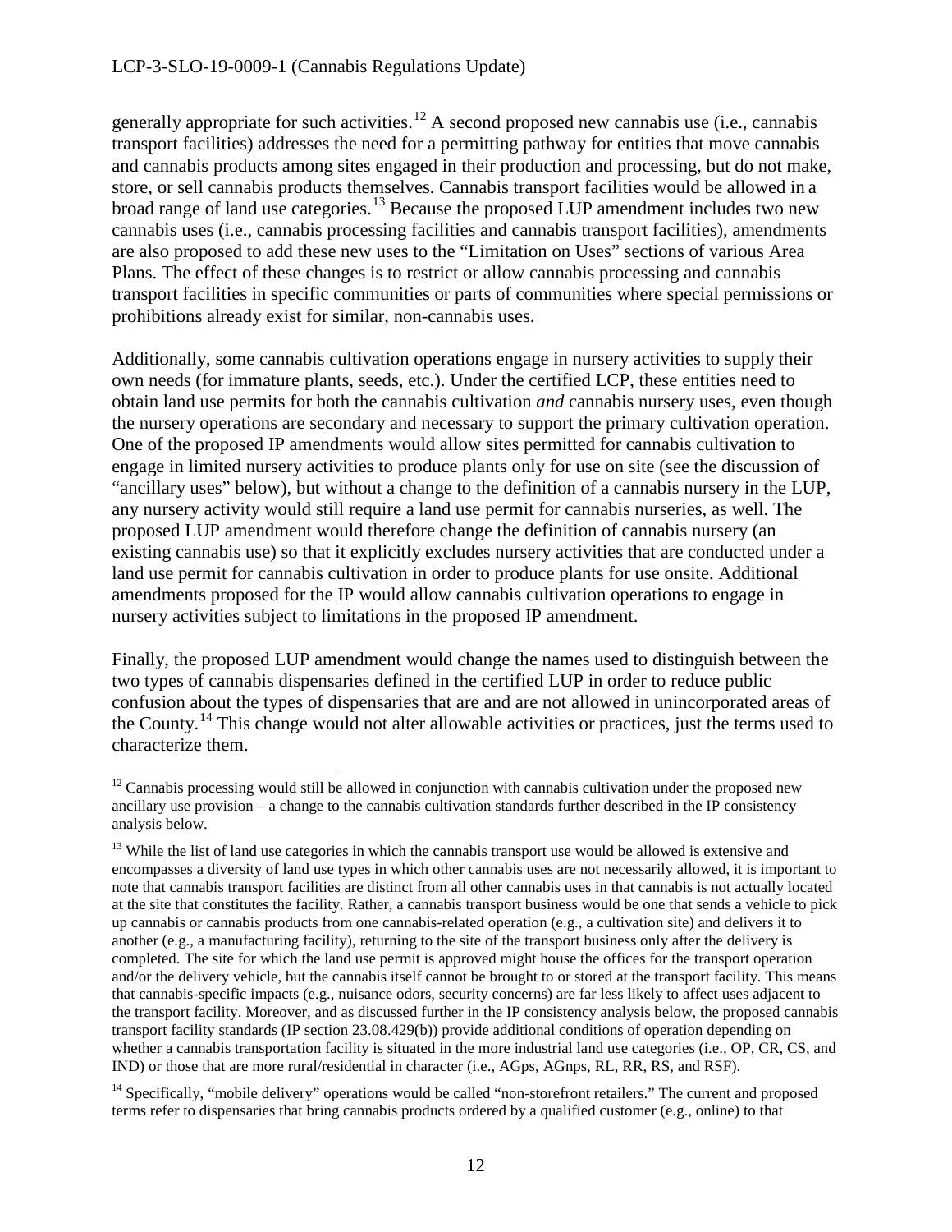generally appropriate for such activities.[12] A second proposed new cannabis use (i.e., cannabis transport facilities) addresses the need for a permitting pathway for entities that move cannabis and cannabis products among sites engaged in their production and processing, but do not make, store, or sell cannabis products themselves. Cannabis transport facilities would be allowed in a broad range of land use categories.[13] Because the proposed LUP amendment includes two new cannabis uses (i.e., cannabis processing facilities and cannabis transport facilities), amendments are also proposed to add these new uses to the "Limitation on Uses" sections of various Area Plans. The effect of these changes is to restrict or allow cannabis processing and cannabis transport facilities in specific communities or parts of communities where special permissions or prohibitions already exist for similar, non-cannabis uses.

Additionally, some cannabis cultivation operations engage in nursery activities to supply their own needs (for immature plants, seeds, etc.). Under the certified LCP, these entities need to obtain land use permits for both the cannabis cultivation *and* cannabis nursery uses, even though the nursery operations are secondary and necessary to support the primary cultivation operation. One of the proposed IP amendments would allow sites permitted for cannabis cultivation to engage in limited nursery activities to produce plants only for use on site (see the discussion of "ancillary uses" below), but without a change to the definition of a cannabis nursery in the LUP, any nursery activity would still require a land use permit for cannabis nurseries, as well. The proposed LUP amendment would therefore change the definition of cannabis nursery (an existing cannabis use) so that it explicitly excludes nursery activities that are conducted under a land use permit for cannabis cultivation in order to produce plants for use onsite. Additional amendments proposed for the IP would allow cannabis cultivation operations to engage in nursery activities subject to limitations in the proposed IP amendment.

Finally, the proposed LUP amendment would change the names used to distinguish between the two types of cannabis dispensaries defined in the certified LUP in order to reduce public confusion about the types of dispensaries that are and are not allowed in unincorporated areas of the County.[14] This change would not alter allowable activities or practices, just the terms used to characterize them.

---

[12] Cannabis processing would still be allowed in conjunction with cannabis cultivation under the proposed new ancillary use provision – a change to the cannabis cultivation standards further described in the IP consistency analysis below.

[13] While the list of land use categories in which the cannabis transport use would be allowed is extensive and encompasses a diversity of land use types in which other cannabis uses are not necessarily allowed, it is important to note that cannabis transport facilities are distinct from all other cannabis uses in that cannabis is not actually located at the site that constitutes the facility. Rather, a cannabis transport business would be one that sends a vehicle to pick up cannabis or cannabis products from one cannabis-related operation (e.g., a cultivation site) and delivers it to another (e.g., a manufacturing facility), returning to the site of the transport business only after the delivery is completed. The site for which the land use permit is approved might house the offices for the transport operation and/or the delivery vehicle, but the cannabis itself cannot be brought to or stored at the transport facility. This means that cannabis-specific impacts (e.g., nuisance odors, security concerns) are far less likely to affect uses adjacent to the transport facility. Moreover, and as discussed further in the IP consistency analysis below, the proposed cannabis transport facility standards (IP section 23.08.429(b)) provide additional conditions of operation depending on whether a cannabis transportation facility is situated in the more industrial land use categories (i.e., OP, CR, CS, and IND) or those that are more rural/residential in character (i.e., AGps, AGnps, RL, RR, RS, and RSF).

[14] Specifically, "mobile delivery" operations would be called "non-storefront retailers." The current and proposed terms refer to dispensaries that bring cannabis products ordered by a qualified customer (e.g., online) to that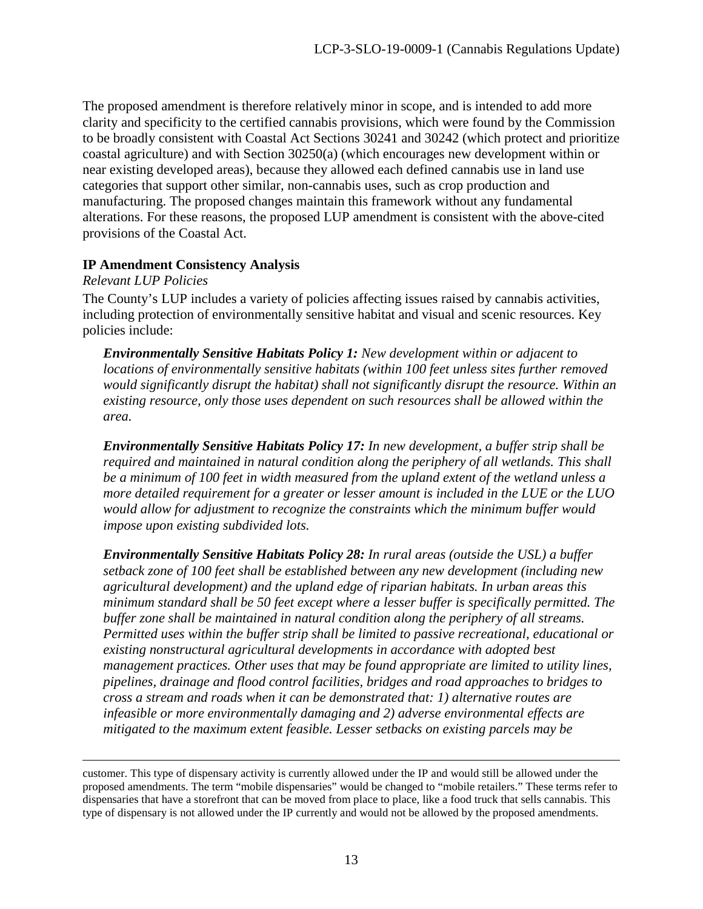The proposed amendment is therefore relatively minor in scope, and is intended to add more clarity and specificity to the certified cannabis provisions, which were found by the Commission to be broadly consistent with Coastal Act Sections 30241 and 30242 (which protect and prioritize coastal agriculture) and with Section 30250(a) (which encourages new development within or near existing developed areas), because they allowed each defined cannabis use in land use categories that support other similar, non-cannabis uses, such as crop production and manufacturing. The proposed changes maintain this framework without any fundamental alterations. For these reasons, the proposed LUP amendment is consistent with the above-cited provisions of the Coastal Act.

**IP Amendment Consistency Analysis**

*Relevant LUP Policies*

The County's LUP includes a variety of policies affecting issues raised by cannabis activities, including protection of environmentally sensitive habitat and visual and scenic resources. Key policies include:

> ***Environmentally Sensitive Habitats Policy 1:*** *New development within or adjacent to locations of environmentally sensitive habitats (within 100 feet unless sites further removed would significantly disrupt the habitat) shall not significantly disrupt the resource. Within an existing resource, only those uses dependent on such resources shall be allowed within the area.*
>
> ***Environmentally Sensitive Habitats Policy 17:*** *In new development, a buffer strip shall be required and maintained in natural condition along the periphery of all wetlands. This shall be a minimum of 100 feet in width measured from the upland extent of the wetland unless a more detailed requirement for a greater or lesser amount is included in the LUE or the LUO would allow for adjustment to recognize the constraints which the minimum buffer would impose upon existing subdivided lots.*
>
> ***Environmentally Sensitive Habitats Policy 28:*** *In rural areas (outside the USL) a buffer setback zone of 100 feet shall be established between any new development (including new agricultural development) and the upland edge of riparian habitats. In urban areas this minimum standard shall be 50 feet except where a lesser buffer is specifically permitted. The buffer zone shall be maintained in natural condition along the periphery of all streams. Permitted uses within the buffer strip shall be limited to passive recreational, educational or existing nonstructural agricultural developments in accordance with adopted best management practices. Other uses that may be found appropriate are limited to utility lines, pipelines, drainage and flood control facilities, bridges and road approaches to bridges to cross a stream and roads when it can be demonstrated that: 1) alternative routes are infeasible or more environmentally damaging and 2) adverse environmental effects are mitigated to the maximum extent feasible. Lesser setbacks on existing parcels may be*

---

customer. This type of dispensary activity is currently allowed under the IP and would still be allowed under the proposed amendments. The term "mobile dispensaries" would be changed to "mobile retailers." These terms refer to dispensaries that have a storefront that can be moved from place to place, like a food truck that sells cannabis. This type of dispensary is not allowed under the IP currently and would not be allowed by the proposed amendments.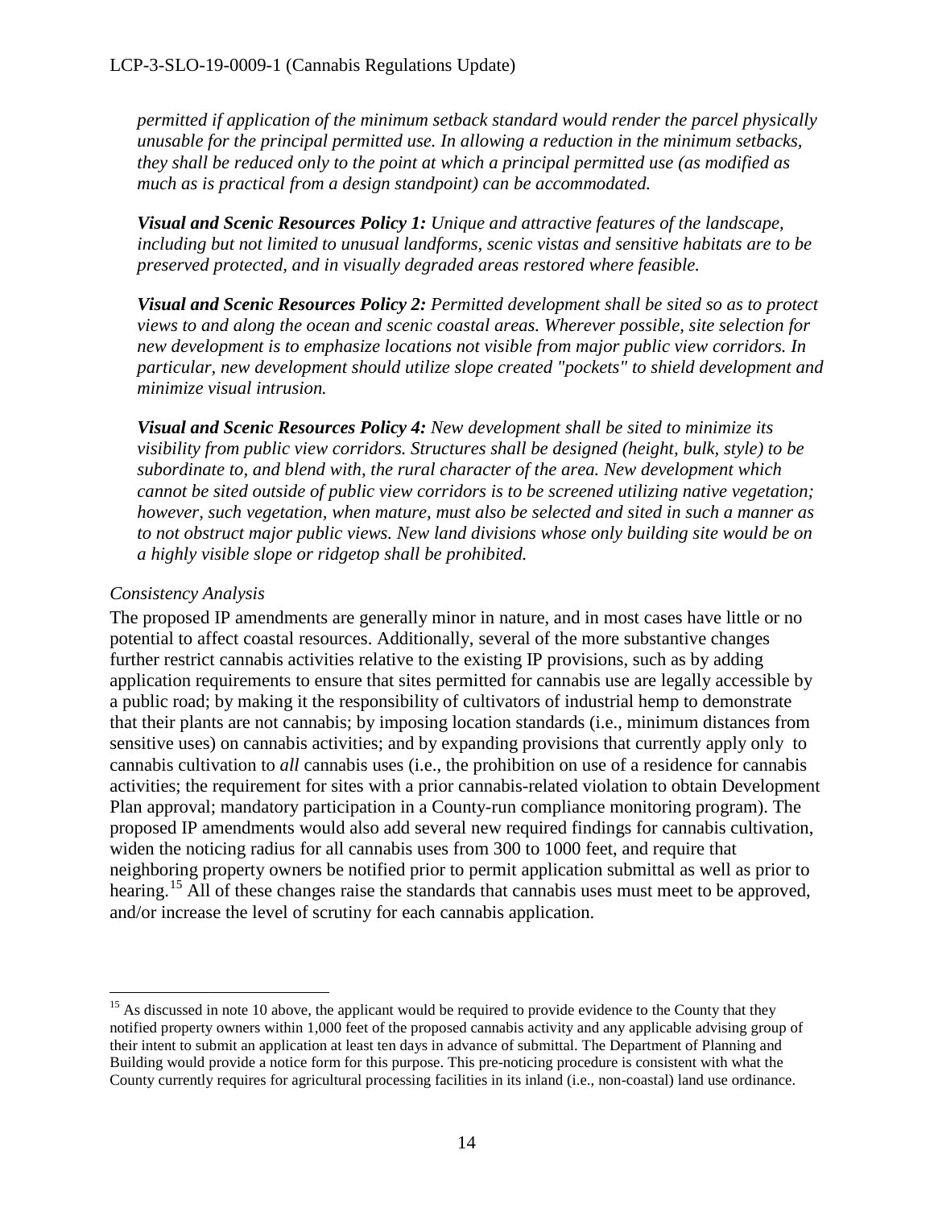*permitted if application of the minimum setback standard would render the parcel physically unusable for the principal permitted use. In allowing a reduction in the minimum setbacks, they shall be reduced only to the point at which a principal permitted use (as modified as much as is practical from a design standpoint) can be accommodated.*

***Visual and Scenic Resources Policy 1:*** *Unique and attractive features of the landscape, including but not limited to unusual landforms, scenic vistas and sensitive habitats are to be preserved protected, and in visually degraded areas restored where feasible.*

***Visual and Scenic Resources Policy 2:*** *Permitted development shall be sited so as to protect views to and along the ocean and scenic coastal areas. Wherever possible, site selection for new development is to emphasize locations not visible from major public view corridors. In particular, new development should utilize slope created "pockets" to shield development and minimize visual intrusion.*

***Visual and Scenic Resources Policy 4:*** *New development shall be sited to minimize its visibility from public view corridors. Structures shall be designed (height, bulk, style) to be subordinate to, and blend with, the rural character of the area. New development which cannot be sited outside of public view corridors is to be screened utilizing native vegetation; however, such vegetation, when mature, must also be selected and sited in such a manner as to not obstruct major public views. New land divisions whose only building site would be on a highly visible slope or ridgetop shall be prohibited.*

*Consistency Analysis*

The proposed IP amendments are generally minor in nature, and in most cases have little or no potential to affect coastal resources. Additionally, several of the more substantive changes further restrict cannabis activities relative to the existing IP provisions, such as by adding application requirements to ensure that sites permitted for cannabis use are legally accessible by a public road; by making it the responsibility of cultivators of industrial hemp to demonstrate that their plants are not cannabis; by imposing location standards (i.e., minimum distances from sensitive uses) on cannabis activities; and by expanding provisions that currently apply only to cannabis cultivation to *all* cannabis uses (i.e., the prohibition on use of a residence for cannabis activities; the requirement for sites with a prior cannabis-related violation to obtain Development Plan approval; mandatory participation in a County-run compliance monitoring program). The proposed IP amendments would also add several new required findings for cannabis cultivation, widen the noticing radius for all cannabis uses from 300 to 1000 feet, and require that neighboring property owners be notified prior to permit application submittal as well as prior to hearing.[15] All of these changes raise the standards that cannabis uses must meet to be approved, and/or increase the level of scrutiny for each cannabis application.

[15] As discussed in note 10 above, the applicant would be required to provide evidence to the County that they notified property owners within 1,000 feet of the proposed cannabis activity and any applicable advising group of their intent to submit an application at least ten days in advance of submittal. The Department of Planning and Building would provide a notice form for this purpose. This pre-noticing procedure is consistent with what the County currently requires for agricultural processing facilities in its inland (i.e., non-coastal) land use ordinance.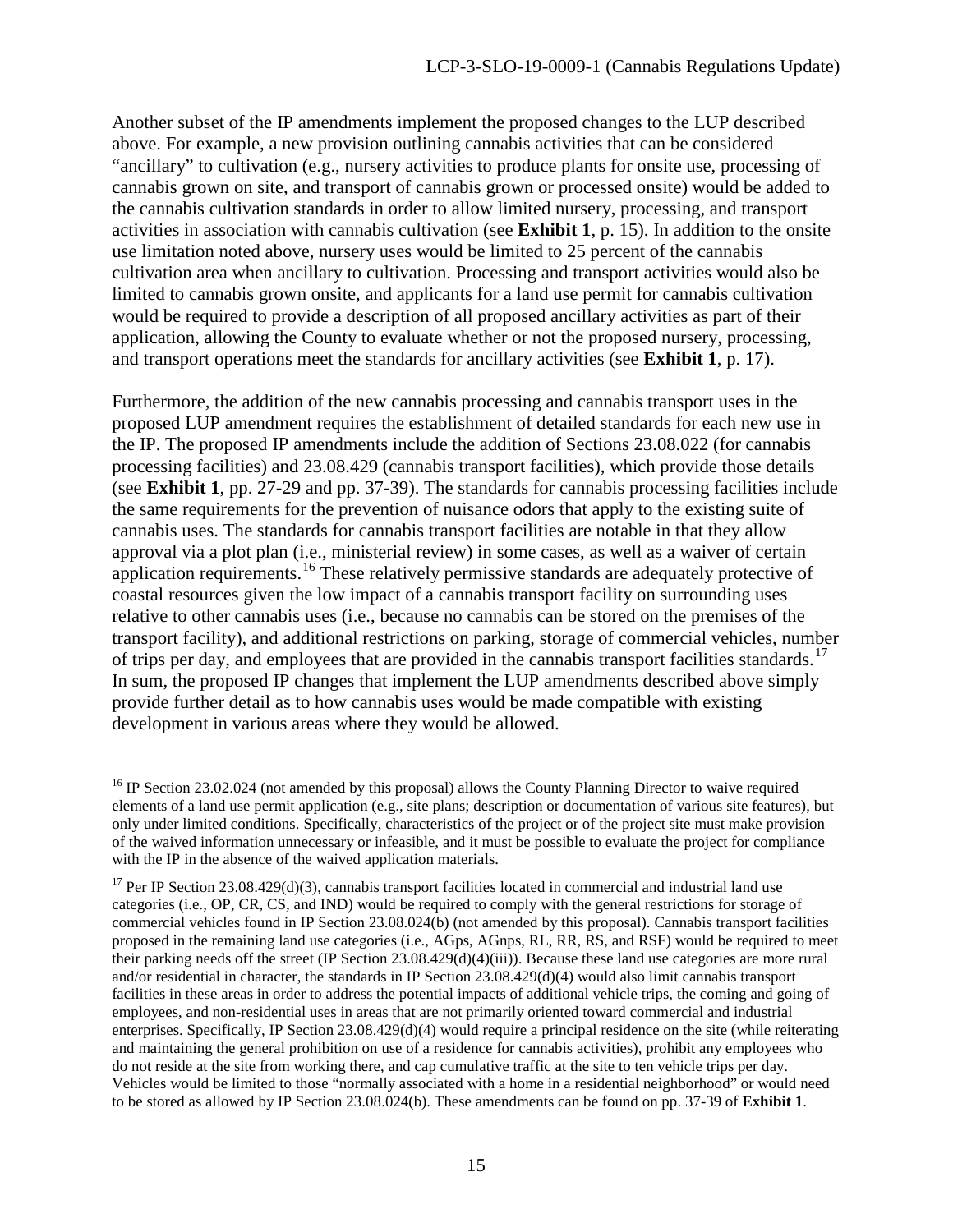Another subset of the IP amendments implement the proposed changes to the LUP described above. For example, a new provision outlining cannabis activities that can be considered "ancillary" to cultivation (e.g., nursery activities to produce plants for onsite use, processing of cannabis grown on site, and transport of cannabis grown or processed onsite) would be added to the cannabis cultivation standards in order to allow limited nursery, processing, and transport activities in association with cannabis cultivation (see **Exhibit 1**, p. 15). In addition to the onsite use limitation noted above, nursery uses would be limited to 25 percent of the cannabis cultivation area when ancillary to cultivation. Processing and transport activities would also be limited to cannabis grown onsite, and applicants for a land use permit for cannabis cultivation would be required to provide a description of all proposed ancillary activities as part of their application, allowing the County to evaluate whether or not the proposed nursery, processing, and transport operations meet the standards for ancillary activities (see **Exhibit 1**, p. 17).

Furthermore, the addition of the new cannabis processing and cannabis transport uses in the proposed LUP amendment requires the establishment of detailed standards for each new use in the IP. The proposed IP amendments include the addition of Sections 23.08.022 (for cannabis processing facilities) and 23.08.429 (cannabis transport facilities), which provide those details (see **Exhibit 1**, pp. 27-29 and pp. 37-39). The standards for cannabis processing facilities include the same requirements for the prevention of nuisance odors that apply to the existing suite of cannabis uses. The standards for cannabis transport facilities are notable in that they allow approval via a plot plan (i.e., ministerial review) in some cases, as well as a waiver of certain application requirements.[16] These relatively permissive standards are adequately protective of coastal resources given the low impact of a cannabis transport facility on surrounding uses relative to other cannabis uses (i.e., because no cannabis can be stored on the premises of the transport facility), and additional restrictions on parking, storage of commercial vehicles, number of trips per day, and employees that are provided in the cannabis transport facilities standards.[17] In sum, the proposed IP changes that implement the LUP amendments described above simply provide further detail as to how cannabis uses would be made compatible with existing development in various areas where they would be allowed.

---

[16] IP Section 23.02.024 (not amended by this proposal) allows the County Planning Director to waive required elements of a land use permit application (e.g., site plans; description or documentation of various site features), but only under limited conditions. Specifically, characteristics of the project or of the project site must make provision of the waived information unnecessary or infeasible, and it must be possible to evaluate the project for compliance with the IP in the absence of the waived application materials.

[17] Per IP Section 23.08.429(d)(3), cannabis transport facilities located in commercial and industrial land use categories (i.e., OP, CR, CS, and IND) would be required to comply with the general restrictions for storage of commercial vehicles found in IP Section 23.08.024(b) (not amended by this proposal). Cannabis transport facilities proposed in the remaining land use categories (i.e., AGps, AGnps, RL, RR, RS, and RSF) would be required to meet their parking needs off the street (IP Section 23.08.429(d)(4)(iii)). Because these land use categories are more rural and/or residential in character, the standards in IP Section 23.08.429(d)(4) would also limit cannabis transport facilities in these areas in order to address the potential impacts of additional vehicle trips, the coming and going of employees, and non-residential uses in areas that are not primarily oriented toward commercial and industrial enterprises. Specifically, IP Section 23.08.429(d)(4) would require a principal residence on the site (while reiterating and maintaining the general prohibition on use of a residence for cannabis activities), prohibit any employees who do not reside at the site from working there, and cap cumulative traffic at the site to ten vehicle trips per day. Vehicles would be limited to those "normally associated with a home in a residential neighborhood" or would need to be stored as allowed by IP Section 23.08.024(b). These amendments can be found on pp. 37-39 of **Exhibit 1**.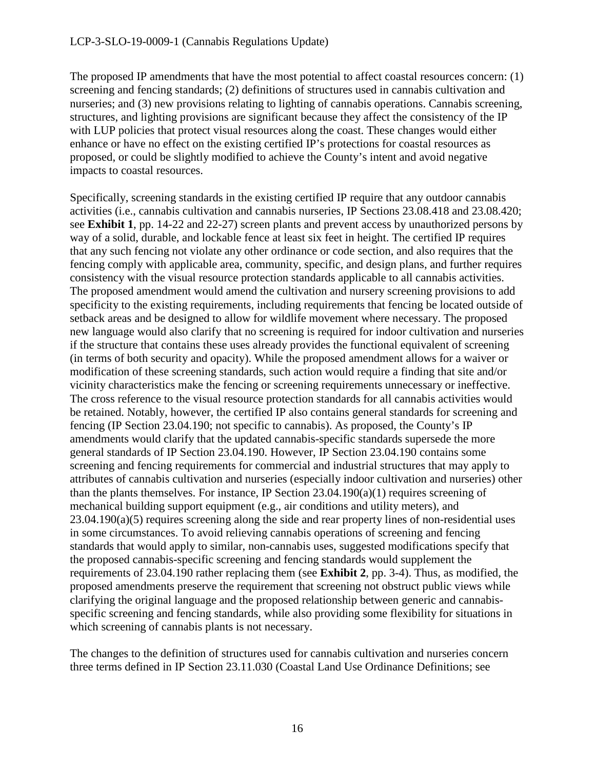The proposed IP amendments that have the most potential to affect coastal resources concern: (1) screening and fencing standards; (2) definitions of structures used in cannabis cultivation and nurseries; and (3) new provisions relating to lighting of cannabis operations. Cannabis screening, structures, and lighting provisions are significant because they affect the consistency of the IP with LUP policies that protect visual resources along the coast. These changes would either enhance or have no effect on the existing certified IP's protections for coastal resources as proposed, or could be slightly modified to achieve the County's intent and avoid negative impacts to coastal resources.

Specifically, screening standards in the existing certified IP require that any outdoor cannabis activities (i.e., cannabis cultivation and cannabis nurseries, IP Sections 23.08.418 and 23.08.420; see **Exhibit 1**, pp. 14-22 and 22-27) screen plants and prevent access by unauthorized persons by way of a solid, durable, and lockable fence at least six feet in height. The certified IP requires that any such fencing not violate any other ordinance or code section, and also requires that the fencing comply with applicable area, community, specific, and design plans, and further requires consistency with the visual resource protection standards applicable to all cannabis activities. The proposed amendment would amend the cultivation and nursery screening provisions to add specificity to the existing requirements, including requirements that fencing be located outside of setback areas and be designed to allow for wildlife movement where necessary. The proposed new language would also clarify that no screening is required for indoor cultivation and nurseries if the structure that contains these uses already provides the functional equivalent of screening (in terms of both security and opacity). While the proposed amendment allows for a waiver or modification of these screening standards, such action would require a finding that site and/or vicinity characteristics make the fencing or screening requirements unnecessary or ineffective. The cross reference to the visual resource protection standards for all cannabis activities would be retained. Notably, however, the certified IP also contains general standards for screening and fencing (IP Section 23.04.190; not specific to cannabis). As proposed, the County's IP amendments would clarify that the updated cannabis-specific standards supersede the more general standards of IP Section 23.04.190. However, IP Section 23.04.190 contains some screening and fencing requirements for commercial and industrial structures that may apply to attributes of cannabis cultivation and nurseries (especially indoor cultivation and nurseries) other than the plants themselves. For instance, IP Section 23.04.190(a)(1) requires screening of mechanical building support equipment (e.g., air conditions and utility meters), and 23.04.190(a)(5) requires screening along the side and rear property lines of non-residential uses in some circumstances. To avoid relieving cannabis operations of screening and fencing standards that would apply to similar, non-cannabis uses, suggested modifications specify that the proposed cannabis-specific screening and fencing standards would supplement the requirements of 23.04.190 rather replacing them (see **Exhibit 2**, pp. 3-4). Thus, as modified, the proposed amendments preserve the requirement that screening not obstruct public views while clarifying the original language and the proposed relationship between generic and cannabis-specific screening and fencing standards, while also providing some flexibility for situations in which screening of cannabis plants is not necessary.

The changes to the definition of structures used for cannabis cultivation and nurseries concern three terms defined in IP Section 23.11.030 (Coastal Land Use Ordinance Definitions; see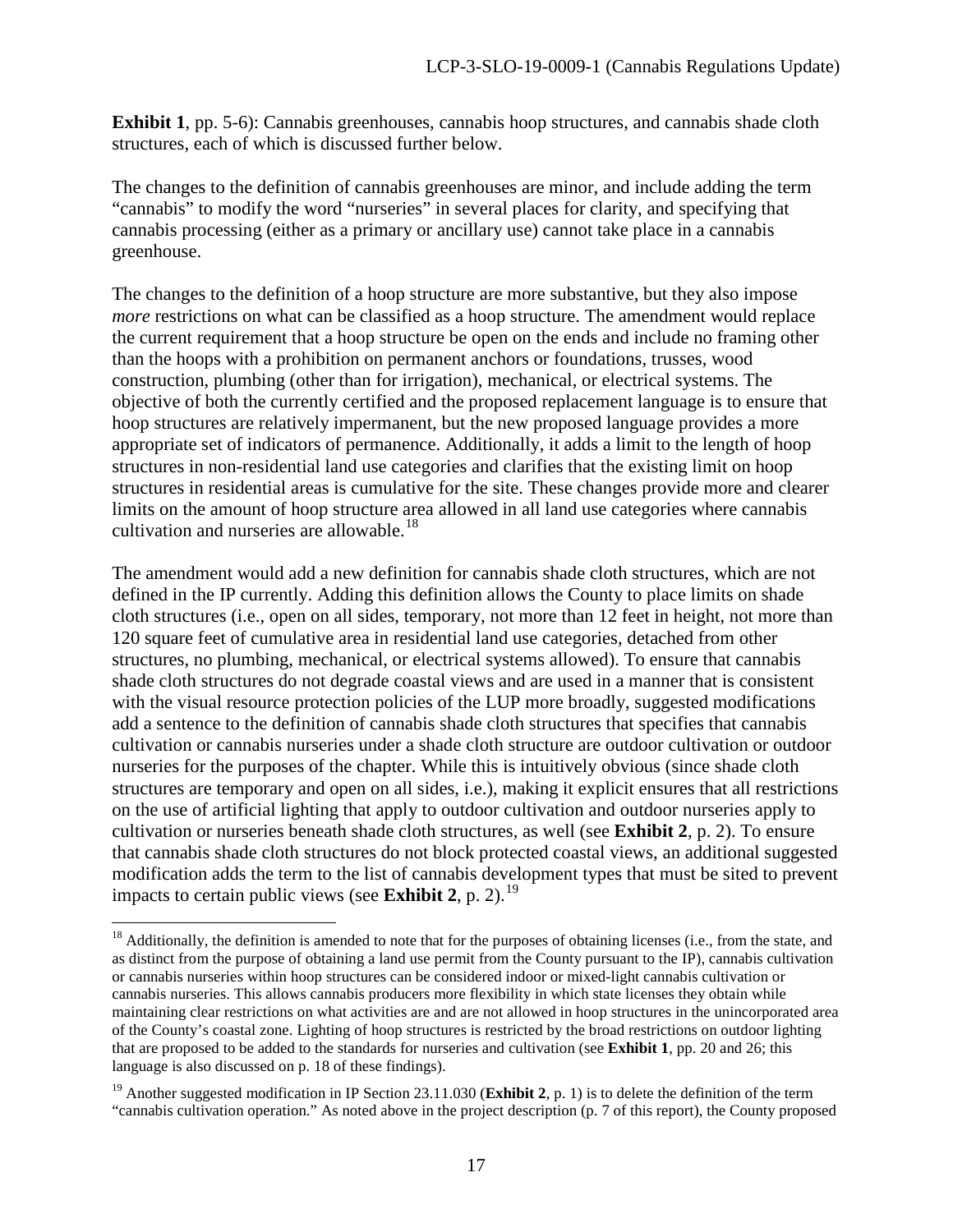**Exhibit 1**, pp. 5-6): Cannabis greenhouses, cannabis hoop structures, and cannabis shade cloth structures, each of which is discussed further below.

The changes to the definition of cannabis greenhouses are minor, and include adding the term "cannabis" to modify the word "nurseries" in several places for clarity, and specifying that cannabis processing (either as a primary or ancillary use) cannot take place in a cannabis greenhouse.

The changes to the definition of a hoop structure are more substantive, but they also impose *more* restrictions on what can be classified as a hoop structure. The amendment would replace the current requirement that a hoop structure be open on the ends and include no framing other than the hoops with a prohibition on permanent anchors or foundations, trusses, wood construction, plumbing (other than for irrigation), mechanical, or electrical systems. The objective of both the currently certified and the proposed replacement language is to ensure that hoop structures are relatively impermanent, but the new proposed language provides a more appropriate set of indicators of permanence. Additionally, it adds a limit to the length of hoop structures in non-residential land use categories and clarifies that the existing limit on hoop structures in residential areas is cumulative for the site. These changes provide more and clearer limits on the amount of hoop structure area allowed in all land use categories where cannabis cultivation and nurseries are allowable.[18]

The amendment would add a new definition for cannabis shade cloth structures, which are not defined in the IP currently. Adding this definition allows the County to place limits on shade cloth structures (i.e., open on all sides, temporary, not more than 12 feet in height, not more than 120 square feet of cumulative area in residential land use categories, detached from other structures, no plumbing, mechanical, or electrical systems allowed). To ensure that cannabis shade cloth structures do not degrade coastal views and are used in a manner that is consistent with the visual resource protection policies of the LUP more broadly, suggested modifications add a sentence to the definition of cannabis shade cloth structures that specifies that cannabis cultivation or cannabis nurseries under a shade cloth structure are outdoor cultivation or outdoor nurseries for the purposes of the chapter. While this is intuitively obvious (since shade cloth structures are temporary and open on all sides, i.e.), making it explicit ensures that all restrictions on the use of artificial lighting that apply to outdoor cultivation and outdoor nurseries apply to cultivation or nurseries beneath shade cloth structures, as well (see **Exhibit 2**, p. 2). To ensure that cannabis shade cloth structures do not block protected coastal views, an additional suggested modification adds the term to the list of cannabis development types that must be sited to prevent impacts to certain public views (see **Exhibit 2**, p. 2).[19]

---

[18] Additionally, the definition is amended to note that for the purposes of obtaining licenses (i.e., from the state, and as distinct from the purpose of obtaining a land use permit from the County pursuant to the IP), cannabis cultivation or cannabis nurseries within hoop structures can be considered indoor or mixed-light cannabis cultivation or cannabis nurseries. This allows cannabis producers more flexibility in which state licenses they obtain while maintaining clear restrictions on what activities are and are not allowed in hoop structures in the unincorporated area of the County's coastal zone. Lighting of hoop structures is restricted by the broad restrictions on outdoor lighting that are proposed to be added to the standards for nurseries and cultivation (see **Exhibit 1**, pp. 20 and 26; this language is also discussed on p. 18 of these findings).

[19] Another suggested modification in IP Section 23.11.030 (**Exhibit 2**, p. 1) is to delete the definition of the term "cannabis cultivation operation." As noted above in the project description (p. 7 of this report), the County proposed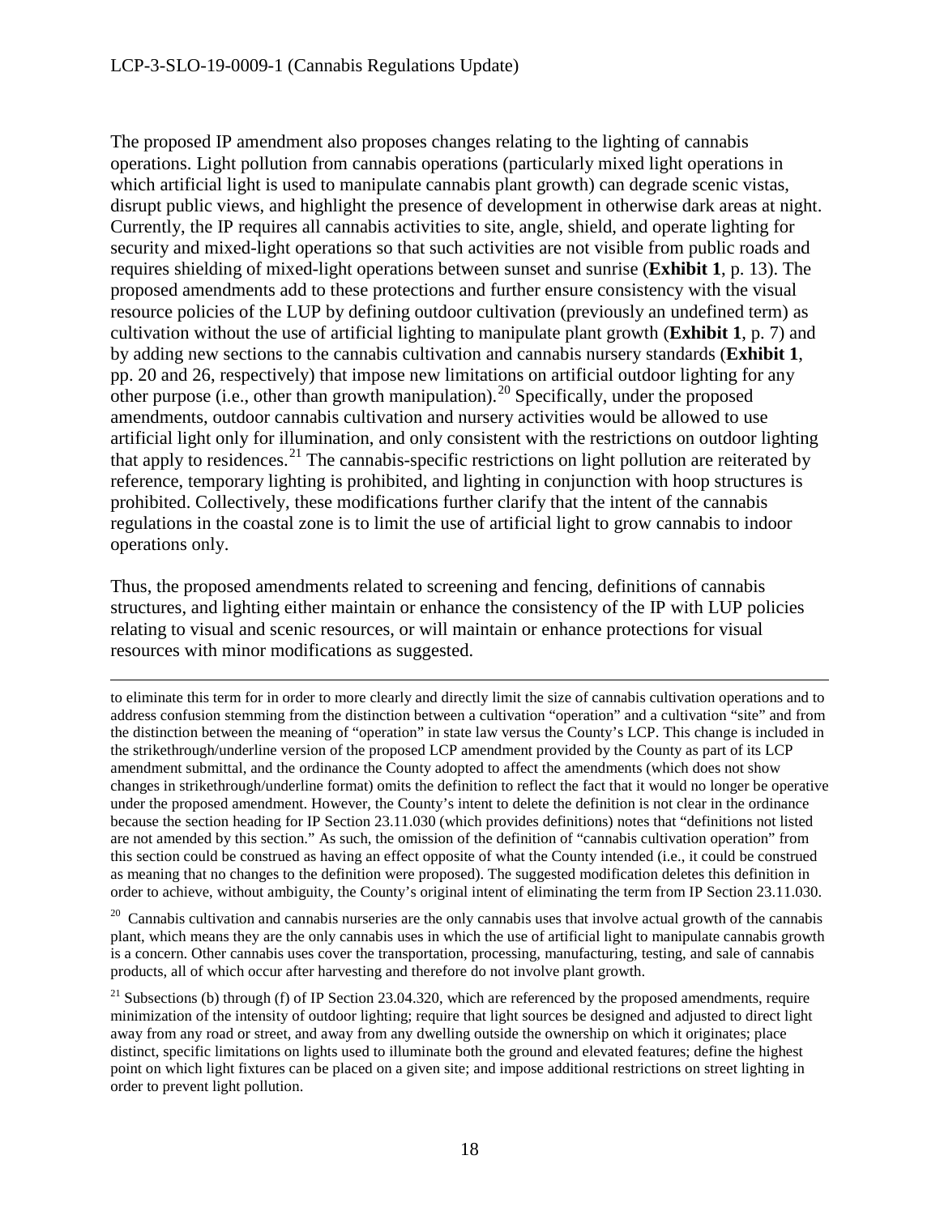The proposed IP amendment also proposes changes relating to the lighting of cannabis operations. Light pollution from cannabis operations (particularly mixed light operations in which artificial light is used to manipulate cannabis plant growth) can degrade scenic vistas, disrupt public views, and highlight the presence of development in otherwise dark areas at night. Currently, the IP requires all cannabis activities to site, angle, shield, and operate lighting for security and mixed-light operations so that such activities are not visible from public roads and requires shielding of mixed-light operations between sunset and sunrise (**Exhibit 1**, p. 13). The proposed amendments add to these protections and further ensure consistency with the visual resource policies of the LUP by defining outdoor cultivation (previously an undefined term) as cultivation without the use of artificial lighting to manipulate plant growth (**Exhibit 1**, p. 7) and by adding new sections to the cannabis cultivation and cannabis nursery standards (**Exhibit 1**, pp. 20 and 26, respectively) that impose new limitations on artificial outdoor lighting for any other purpose (i.e., other than growth manipulation).[20] Specifically, under the proposed amendments, outdoor cannabis cultivation and nursery activities would be allowed to use artificial light only for illumination, and only consistent with the restrictions on outdoor lighting that apply to residences.[21] The cannabis-specific restrictions on light pollution are reiterated by reference, temporary lighting is prohibited, and lighting in conjunction with hoop structures is prohibited. Collectively, these modifications further clarify that the intent of the cannabis regulations in the coastal zone is to limit the use of artificial light to grow cannabis to indoor operations only.

Thus, the proposed amendments related to screening and fencing, definitions of cannabis structures, and lighting either maintain or enhance the consistency of the IP with LUP policies relating to visual and scenic resources, or will maintain or enhance protections for visual resources with minor modifications as suggested.

---

to eliminate this term for in order to more clearly and directly limit the size of cannabis cultivation operations and to address confusion stemming from the distinction between a cultivation "operation" and a cultivation "site" and from the distinction between the meaning of "operation" in state law versus the County's LCP. This change is included in the strikethrough/underline version of the proposed LCP amendment provided by the County as part of its LCP amendment submittal, and the ordinance the County adopted to affect the amendments (which does not show changes in strikethrough/underline format) omits the definition to reflect the fact that it would no longer be operative under the proposed amendment. However, the County's intent to delete the definition is not clear in the ordinance because the section heading for IP Section 23.11.030 (which provides definitions) notes that "definitions not listed are not amended by this section." As such, the omission of the definition of "cannabis cultivation operation" from this section could be construed as having an effect opposite of what the County intended (i.e., it could be construed as meaning that no changes to the definition were proposed). The suggested modification deletes this definition in order to achieve, without ambiguity, the County's original intent of eliminating the term from IP Section 23.11.030.

[20] Cannabis cultivation and cannabis nurseries are the only cannabis uses that involve actual growth of the cannabis plant, which means they are the only cannabis uses in which the use of artificial light to manipulate cannabis growth is a concern. Other cannabis uses cover the transportation, processing, manufacturing, testing, and sale of cannabis products, all of which occur after harvesting and therefore do not involve plant growth.

[21] Subsections (b) through (f) of IP Section 23.04.320, which are referenced by the proposed amendments, require minimization of the intensity of outdoor lighting; require that light sources be designed and adjusted to direct light away from any road or street, and away from any dwelling outside the ownership on which it originates; place distinct, specific limitations on lights used to illuminate both the ground and elevated features; define the highest point on which light fixtures can be placed on a given site; and impose additional restrictions on street lighting in order to prevent light pollution.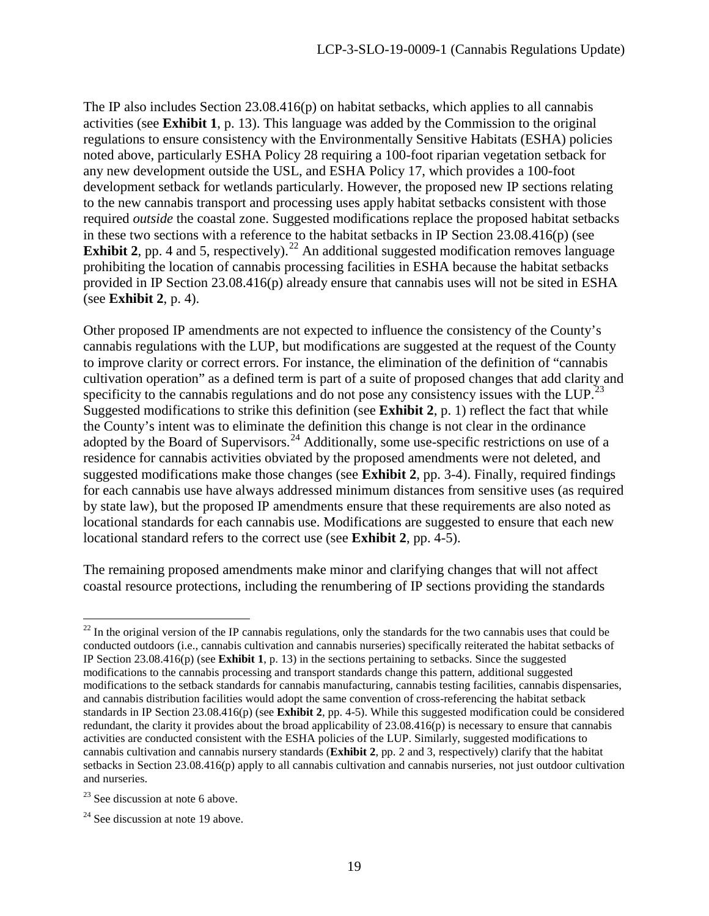The IP also includes Section 23.08.416(p) on habitat setbacks, which applies to all cannabis activities (see **Exhibit 1**, p. 13). This language was added by the Commission to the original regulations to ensure consistency with the Environmentally Sensitive Habitats (ESHA) policies noted above, particularly ESHA Policy 28 requiring a 100-foot riparian vegetation setback for any new development outside the USL, and ESHA Policy 17, which provides a 100-foot development setback for wetlands particularly. However, the proposed new IP sections relating to the new cannabis transport and processing uses apply habitat setbacks consistent with those required *outside* the coastal zone. Suggested modifications replace the proposed habitat setbacks in these two sections with a reference to the habitat setbacks in IP Section 23.08.416(p) (see **Exhibit 2**, pp. 4 and 5, respectively).[22] An additional suggested modification removes language prohibiting the location of cannabis processing facilities in ESHA because the habitat setbacks provided in IP Section 23.08.416(p) already ensure that cannabis uses will not be sited in ESHA (see **Exhibit 2**, p. 4).

Other proposed IP amendments are not expected to influence the consistency of the County's cannabis regulations with the LUP, but modifications are suggested at the request of the County to improve clarity or correct errors. For instance, the elimination of the definition of "cannabis cultivation operation" as a defined term is part of a suite of proposed changes that add clarity and specificity to the cannabis regulations and do not pose any consistency issues with the LUP.[23] Suggested modifications to strike this definition (see **Exhibit 2**, p. 1) reflect the fact that while the County's intent was to eliminate the definition this change is not clear in the ordinance adopted by the Board of Supervisors.[24] Additionally, some use-specific restrictions on use of a residence for cannabis activities obviated by the proposed amendments were not deleted, and suggested modifications make those changes (see **Exhibit 2**, pp. 3-4). Finally, required findings for each cannabis use have always addressed minimum distances from sensitive uses (as required by state law), but the proposed IP amendments ensure that these requirements are also noted as locational standards for each cannabis use. Modifications are suggested to ensure that each new locational standard refers to the correct use (see **Exhibit 2**, pp. 4-5).

The remaining proposed amendments make minor and clarifying changes that will not affect coastal resource protections, including the renumbering of IP sections providing the standards

---

[22] In the original version of the IP cannabis regulations, only the standards for the two cannabis uses that could be conducted outdoors (i.e., cannabis cultivation and cannabis nurseries) specifically reiterated the habitat setbacks of IP Section 23.08.416(p) (see **Exhibit 1**, p. 13) in the sections pertaining to setbacks. Since the suggested modifications to the cannabis processing and transport standards change this pattern, additional suggested modifications to the setback standards for cannabis manufacturing, cannabis testing facilities, cannabis dispensaries, and cannabis distribution facilities would adopt the same convention of cross-referencing the habitat setback standards in IP Section 23.08.416(p) (see **Exhibit 2**, pp. 4-5). While this suggested modification could be considered redundant, the clarity it provides about the broad applicability of 23.08.416(p) is necessary to ensure that cannabis activities are conducted consistent with the ESHA policies of the LUP. Similarly, suggested modifications to cannabis cultivation and cannabis nursery standards (**Exhibit 2**, pp. 2 and 3, respectively) clarify that the habitat setbacks in Section 23.08.416(p) apply to all cannabis cultivation and cannabis nurseries, not just outdoor cultivation and nurseries.

[23] See discussion at note 6 above.

[24] See discussion at note 19 above.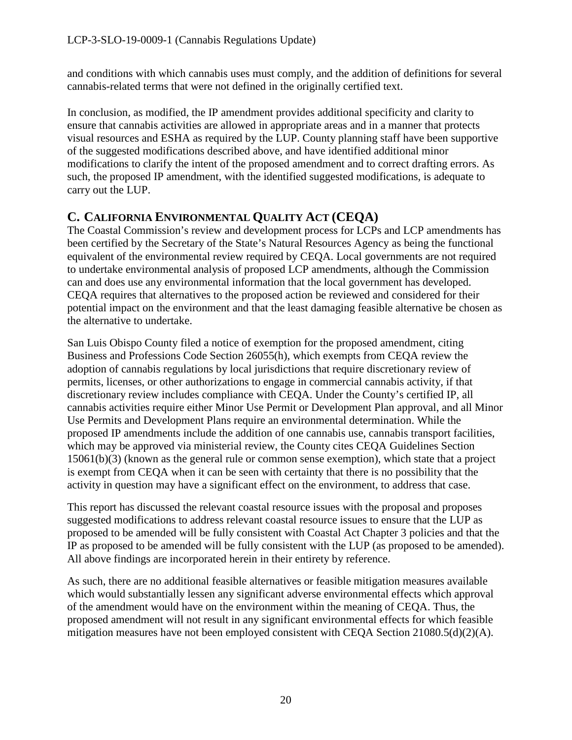and conditions with which cannabis uses must comply, and the addition of definitions for several cannabis-related terms that were not defined in the originally certified text.

In conclusion, as modified, the IP amendment provides additional specificity and clarity to ensure that cannabis activities are allowed in appropriate areas and in a manner that protects visual resources and ESHA as required by the LUP. County planning staff have been supportive of the suggested modifications described above, and have identified additional minor modifications to clarify the intent of the proposed amendment and to correct drafting errors. As such, the proposed IP amendment, with the identified suggested modifications, is adequate to carry out the LUP.

## C. CALIFORNIA ENVIRONMENTAL QUALITY ACT (CEQA)

The Coastal Commission's review and development process for LCPs and LCP amendments has been certified by the Secretary of the State's Natural Resources Agency as being the functional equivalent of the environmental review required by CEQA. Local governments are not required to undertake environmental analysis of proposed LCP amendments, although the Commission can and does use any environmental information that the local government has developed. CEQA requires that alternatives to the proposed action be reviewed and considered for their potential impact on the environment and that the least damaging feasible alternative be chosen as the alternative to undertake.

San Luis Obispo County filed a notice of exemption for the proposed amendment, citing Business and Professions Code Section 26055(h), which exempts from CEQA review the adoption of cannabis regulations by local jurisdictions that require discretionary review of permits, licenses, or other authorizations to engage in commercial cannabis activity, if that discretionary review includes compliance with CEQA. Under the County's certified IP, all cannabis activities require either Minor Use Permit or Development Plan approval, and all Minor Use Permits and Development Plans require an environmental determination. While the proposed IP amendments include the addition of one cannabis use, cannabis transport facilities, which may be approved via ministerial review, the County cites CEQA Guidelines Section 15061(b)(3) (known as the general rule or common sense exemption), which state that a project is exempt from CEQA when it can be seen with certainty that there is no possibility that the activity in question may have a significant effect on the environment, to address that case.

This report has discussed the relevant coastal resource issues with the proposal and proposes suggested modifications to address relevant coastal resource issues to ensure that the LUP as proposed to be amended will be fully consistent with Coastal Act Chapter 3 policies and that the IP as proposed to be amended will be fully consistent with the LUP (as proposed to be amended). All above findings are incorporated herein in their entirety by reference.

As such, there are no additional feasible alternatives or feasible mitigation measures available which would substantially lessen any significant adverse environmental effects which approval of the amendment would have on the environment within the meaning of CEQA. Thus, the proposed amendment will not result in any significant environmental effects for which feasible mitigation measures have not been employed consistent with CEQA Section 21080.5(d)(2)(A).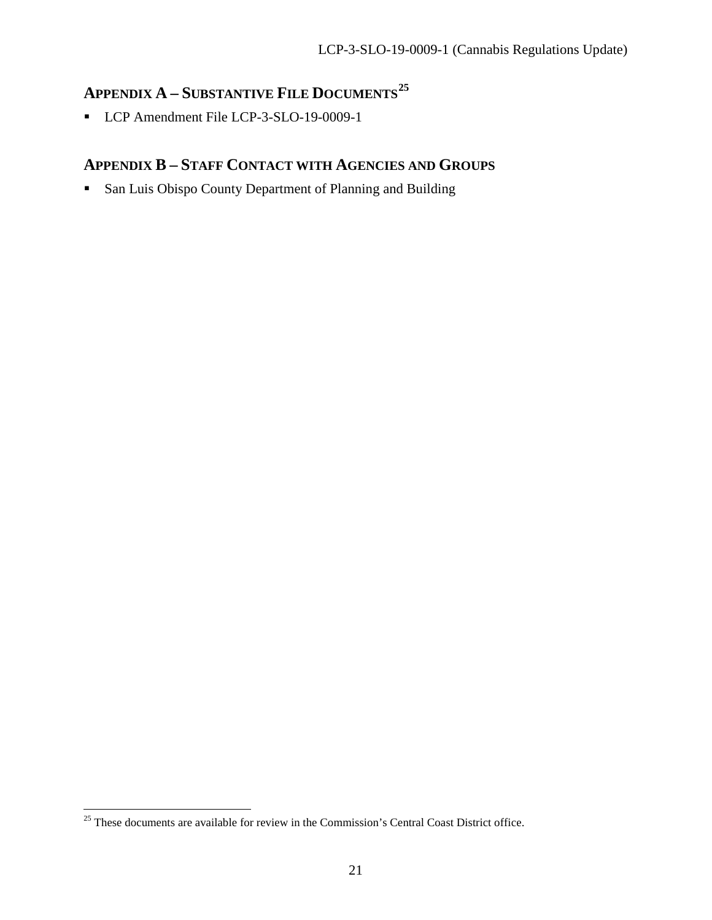## APPENDIX A – SUBSTANTIVE FILE DOCUMENTS[25]

- LCP Amendment File LCP-3-SLO-19-0009-1

## APPENDIX B – STAFF CONTACT WITH AGENCIES AND GROUPS

- San Luis Obispo County Department of Planning and Building

[25] These documents are available for review in the Commission's Central Coast District office.